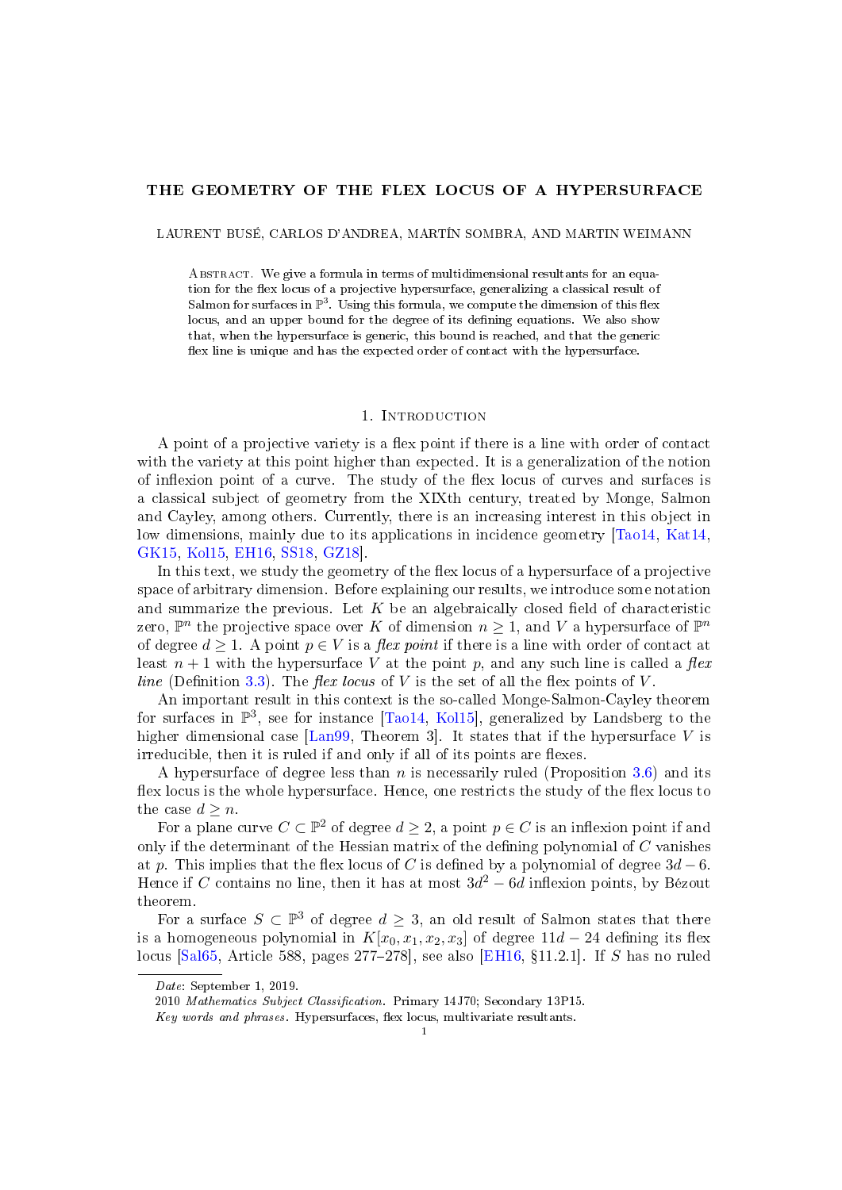# THE GEOMETRY OF THE FLEX LOCUS OF A HYPERSURFACE

LAURENT BUSÉ, CARLOS D'ANDREA, MARTÍN SOMBRA, AND MARTIN WEIMANN

Abstract. We give a formula in terms of multidimensional resultants for an equation for the flex locus of a projective hypersurface, generalizing a classical result of Salmon for surfaces in $\mathbb{P}^3$. Using this formula, we compute the dimension of this flex locus, and an upper bound for the degree of its defining equations. We also show that, when the hypersurface is generic, this bound is reached, and that the generic flex line is unique and has the expected order of contact with the hypersurface.

## 1. Introduction

A point of a projective variety is a flex point if there is a line with order of contact with the variety at this point higher than expected. It is a generalization of the notion of inflexion point of a curve. The study of the flex locus of curves and surfaces is a classical subject of geometry from the XIXth century, treated by Monge, Salmon and Cayley, among others. Currently, there is an increasing interest in this object in low dimensions, mainly due to its applications in incidence geometry [Tao14, Kat14, GK15, Kol15, EH16, SS18, GZ18].

In this text, we study the geometry of the flex locus of a hypersurface of a projective space of arbitrary dimension. Before explaining our results, we introduce some notation and summarize the previous. Let $K$ be an algebraically closed field of characteristic zero, $\mathbb{P}^n$ the projective space over $K$ of dimension $n \geq 1$, and $V$ a hypersurface of $\mathbb{P}^n$ of degree $d \geq 1$. A point $p \in V$ is a *flex point* if there is a line with order of contact at least $n+1$ with the hypersurface $V$ at the point $p$, and any such line is called a *flex line* (Definition 3.3). The *flex locus* of $V$ is the set of all the flex points of $V$.

An important result in this context is the so-called Monge-Salmon-Cayley theorem for surfaces in $\mathbb{P}^3$, see for instance [Tao14, Kol15], generalized by Landsberg to the higher dimensional case [Lan99, Theorem 3]. It states that if the hypersurface $V$ is irreducible, then it is ruled if and only if all of its points are flexes.

A hypersurface of degree less than $n$ is necessarily ruled (Proposition 3.6) and its flex locus is the whole hypersurface. Hence, one restricts the study of the flex locus to the case $d \geq n$.

For a plane curve $C \subset \mathbb{P}^2$ of degree $d \geq 2$, a point $p \in C$ is an inflexion point if and only if the determinant of the Hessian matrix of the defining polynomial of $C$ vanishes at $p$. This implies that the flex locus of $C$ is defined by a polynomial of degree $3d-6$. Hence if $C$ contains no line, then it has at most $3d^2-6d$ inflexion points, by Bézout theorem.

For a surface $S \subset \mathbb{P}^3$ of degree $d \geq 3$, an old result of Salmon states that there is a homogeneous polynomial in $K[x_0, x_1, x_2, x_3]$ of degree $11d-24$ defining its flex locus [Sal65, Article 588, pages 277–278], see also [EH16, §11.2.1]. If $S$ has no ruled

*Date*: September 1, 2019.

2010 *Mathematics Subject Classification.* Primary 14J70; Secondary 13P15.

*Key words and phrases.* Hypersurfaces, flex locus, multivariate resultants.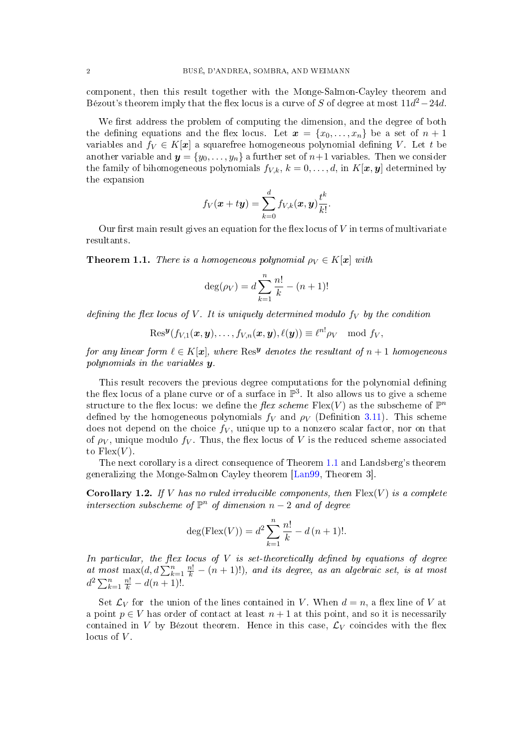component, then this result together with the Monge-Salmon-Cayley theorem and Bézout's theorem imply that the flex locus is a curve of $S$ of degree at most $11d^2-24d$.

We first address the problem of computing the dimension, and the degree of both the defining equations and the flex locus. Let $\boldsymbol{x}=\{x_0,\dots,x_n\}$ be a set of $n+1$ variables and $f_V\in K[\boldsymbol{x}]$ a squarefree homogeneous polynomial defining $V$. Let $t$ be another variable and $\boldsymbol{y}=\{y_0,\dots,y_n\}$ a further set of $n+1$ variables. Then we consider the family of bihomogeneous polynomials $f_{V,k}$, $k=0,\dots,d$, in $K[\boldsymbol{x},\boldsymbol{y}]$ determined by the expansion

$$f_V(\boldsymbol{x}+t\boldsymbol{y})=\sum_{k=0}^{d} f_{V,k}(\boldsymbol{x},\boldsymbol{y})\frac{t^k}{k!}.$$

Our first main result gives an equation for the flex locus of $V$ in terms of multivariate resultants.

**Theorem 1.1.** *There is a homogeneous polynomial $\rho_V\in K[\boldsymbol{x}]$ with*

$$\deg(\rho_V)=d\sum_{k=1}^{n}\frac{n!}{k}-(n+1)!$$

*defining the flex locus of $V$. It is uniquely determined modulo $f_V$ by the condition*

$$\mathrm{Res}^{\boldsymbol{y}}(f_{V,1}(\boldsymbol{x},\boldsymbol{y}),\dots,f_{V,n}(\boldsymbol{x},\boldsymbol{y}),\ell(\boldsymbol{y}))\equiv \ell^{n!}\rho_V \mod f_V,$$

*for any linear form $\ell\in K[\boldsymbol{x}]$, where $\mathrm{Res}^{\boldsymbol{y}}$ denotes the resultant of $n+1$ homogeneous polynomials in the variables $\boldsymbol{y}$.*

This result recovers the previous degree computations for the polynomial defining the flex locus of a plane curve or of a surface in $\mathbb{P}^3$. It also allows us to give a scheme structure to the flex locus: we define the *flex scheme* $\mathrm{Flex}(V)$ as the subscheme of $\mathbb{P}^n$ defined by the homogeneous polynomials $f_V$ and $\rho_V$ (Definition 3.11). This scheme does not depend on the choice $f_V$, unique up to a nonzero scalar factor, nor on that of $\rho_V$, unique modulo $f_V$. Thus, the flex locus of $V$ is the reduced scheme associated to $\mathrm{Flex}(V)$.

The next corollary is a direct consequence of Theorem 1.1 and Landsberg's theorem generalizing the Monge-Salmon Cayley theorem [Lan99, Theorem 3].

**Corollary 1.2.** *If $V$ has no ruled irreducible components, then $\mathrm{Flex}(V)$ is a complete intersection subscheme of $\mathbb{P}^n$ of dimension $n-2$ and of degree*

$$\deg(\mathrm{Flex}(V))=d^2\sum_{k=1}^{n}\frac{n!}{k}-d\,(n+1)!.$$

*In particular, the flex locus of $V$ is set-theoretically defined by equations of degree at most $\max(d,d\sum_{k=1}^{n}\frac{n!}{k}-(n+1)!)$, and its degree, as an algebraic set, is at most $d^2\sum_{k=1}^{n}\frac{n!}{k}-d(n+1)!$.*

Set $\mathcal{L}_V$ for the union of the lines contained in $V$. When $d=n$, a flex line of $V$ at a point $p\in V$ has order of contact at least $n+1$ at this point, and so it is necessarily contained in $V$ by Bézout theorem. Hence in this case, $\mathcal{L}_V$ coincides with the flex locus of $V$.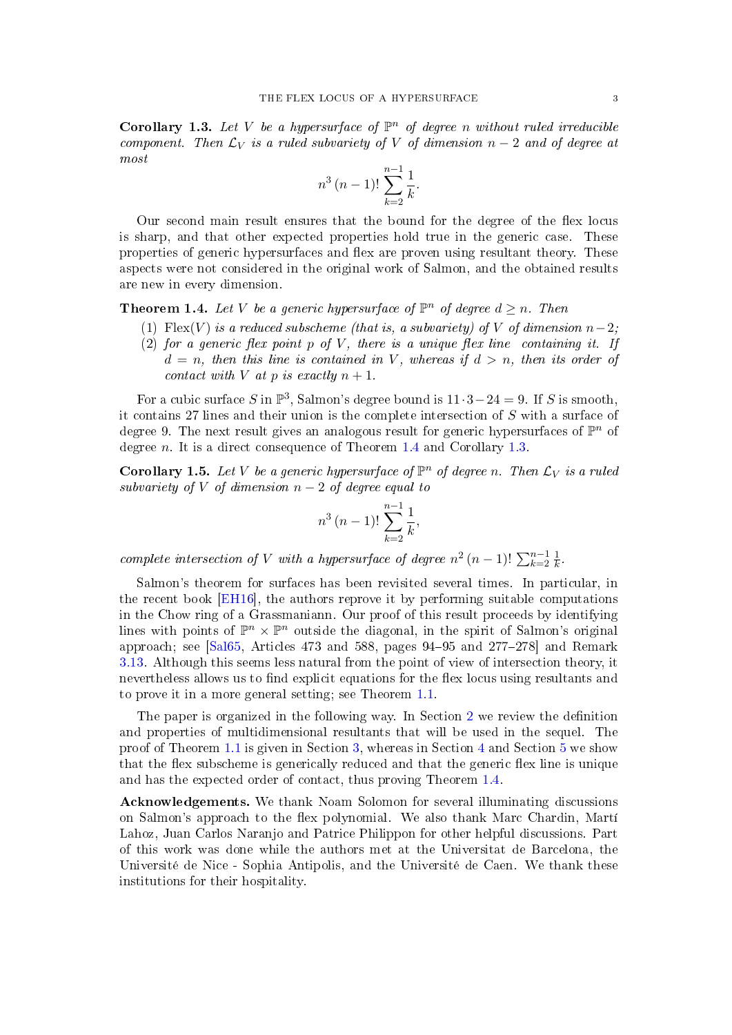**Corollary 1.3.** *Let $V$ be a hypersurface of $\mathbb{P}^n$ of degree $n$ without ruled irreducible component. Then $\mathcal{L}_V$ is a ruled subvariety of $V$ of dimension $n-2$ and of degree at most*

$$n^3\,(n-1)!\,\sum_{k=2}^{n-1}\frac{1}{k}.$$

Our second main result ensures that the bound for the degree of the flex locus is sharp, and that other expected properties hold true in the generic case. These properties of generic hypersurfaces and flex are proven using resultant theory. These aspects were not considered in the original work of Salmon, and the obtained results are new in every dimension.

**Theorem 1.4.** *Let $V$ be a generic hypersurface of $\mathbb{P}^n$ of degree $d \geq n$. Then*

1. *$\mathrm{Flex}(V)$ is a reduced subscheme (that is, a subvariety) of $V$ of dimension $n-2$;*
2. *for a generic flex point $p$ of $V$, there is a unique flex line containing it. If $d = n$, then this line is contained in $V$, whereas if $d > n$, then its order of contact with $V$ at $p$ is exactly $n+1$.*

For a cubic surface $S$ in $\mathbb{P}^3$, Salmon's degree bound is $11\cdot 3 - 24 = 9$. If $S$ is smooth, it contains 27 lines and their union is the complete intersection of $S$ with a surface of degree 9. The next result gives an analogous result for generic hypersurfaces of $\mathbb{P}^n$ of degree $n$. It is a direct consequence of Theorem 1.4 and Corollary 1.3.

**Corollary 1.5.** *Let $V$ be a generic hypersurface of $\mathbb{P}^n$ of degree $n$. Then $\mathcal{L}_V$ is a ruled subvariety of $V$ of dimension $n-2$ of degree equal to*

$$n^3\,(n-1)!\,\sum_{k=2}^{n-1}\frac{1}{k},$$

*complete intersection of $V$ with a hypersurface of degree $n^2\,(n-1)!\,\sum_{k=2}^{n-1}\frac{1}{k}$.*

Salmon's theorem for surfaces has been revisited several times. In particular, in the recent book [EH16], the authors reprove it by performing suitable computations in the Chow ring of a Grassmaniann. Our proof of this result proceeds by identifying lines with points of $\mathbb{P}^n \times \mathbb{P}^n$ outside the diagonal, in the spirit of Salmon's original approach; see [Sal65, Articles 473 and 588, pages 94–95 and 277–278] and Remark 3.13. Although this seems less natural from the point of view of intersection theory, it nevertheless allows us to find explicit equations for the flex locus using resultants and to prove it in a more general setting; see Theorem 1.1.

The paper is organized in the following way. In Section 2 we review the definition and properties of multidimensional resultants that will be used in the sequel. The proof of Theorem 1.1 is given in Section 3, whereas in Section 4 and Section 5 we show that the flex subscheme is generically reduced and that the generic flex line is unique and has the expected order of contact, thus proving Theorem 1.4.

**Acknowledgements.** We thank Noam Solomon for several illuminating discussions on Salmon's approach to the flex polynomial. We also thank Marc Chardin, Martí Lahoz, Juan Carlos Naranjo and Patrice Philippon for other helpful discussions. Part of this work was done while the authors met at the Universitat de Barcelona, the Université de Nice - Sophia Antipolis, and the Université de Caen. We thank these institutions for their hospitality.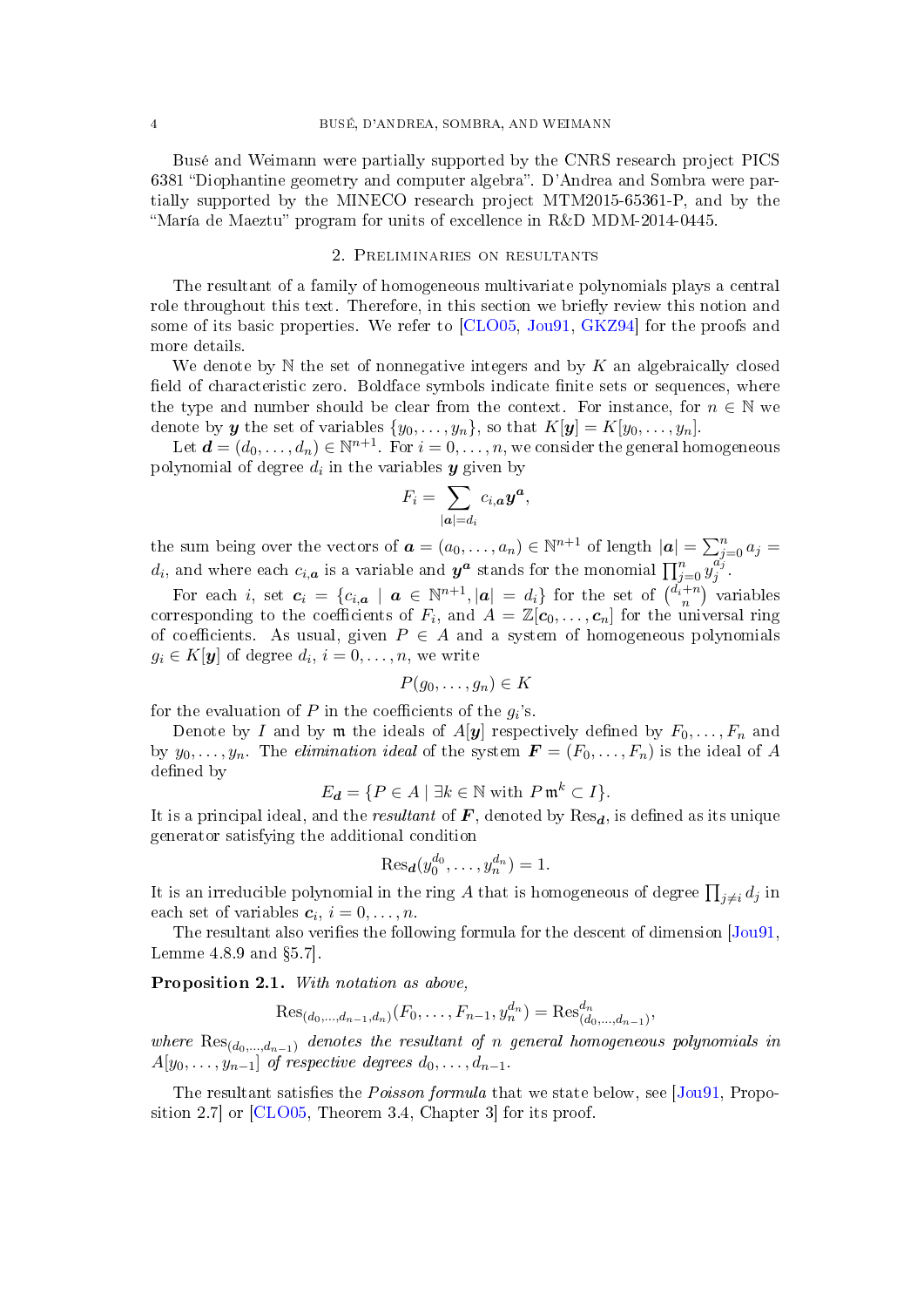Busé and Weimann were partially supported by the CNRS research project PICS 6381 "Diophantine geometry and computer algebra". D'Andrea and Sombra were partially supported by the MINECO research project MTM2015-65361-P, and by the "María de Maeztu" program for units of excellence in R&D MDM-2014-0445.

## 2. Preliminaries on resultants

The resultant of a family of homogeneous multivariate polynomials plays a central role throughout this text. Therefore, in this section we briefly review this notion and some of its basic properties. We refer to [CLO05, Jou91, GKZ94] for the proofs and more details.

We denote by $\mathbb{N}$ the set of nonnegative integers and by $K$ an algebraically closed field of characteristic zero. Boldface symbols indicate finite sets or sequences, where the type and number should be clear from the context. For instance, for $n \in \mathbb{N}$ we denote by $\boldsymbol{y}$ the set of variables $\{y_0, \dots, y_n\}$, so that $K[\boldsymbol{y}] = K[y_0, \dots, y_n]$.

Let $\boldsymbol{d} = (d_0, \dots, d_n) \in \mathbb{N}^{n+1}$. For $i = 0, \dots, n$, we consider the general homogeneous polynomial of degree $d_i$ in the variables $\boldsymbol{y}$ given by

$$F_i = \sum_{|\boldsymbol{a}| = d_i} c_{i,\boldsymbol{a}} \boldsymbol{y}^{\boldsymbol{a}},$$

the sum being over the vectors of $\boldsymbol{a} = (a_0, \dots, a_n) \in \mathbb{N}^{n+1}$ of length $|\boldsymbol{a}| = \sum_{j=0}^{n} a_j = d_i$, and where each $c_{i,\boldsymbol{a}}$ is a variable and $\boldsymbol{y}^{\boldsymbol{a}}$ stands for the monomial $\prod_{j=0}^{n} y_j^{a_j}$.

For each $i$, set $\boldsymbol{c}_i = \{c_{i,\boldsymbol{a}} \mid \boldsymbol{a} \in \mathbb{N}^{n+1}, |\boldsymbol{a}| = d_i\}$ for the set of $\binom{d_i+n}{n}$ variables corresponding to the coefficients of $F_i$, and $A = \mathbb{Z}[\boldsymbol{c}_0, \dots, \boldsymbol{c}_n]$ for the universal ring of coefficients. As usual, given $P \in A$ and a system of homogeneous polynomials $g_i \in K[\boldsymbol{y}]$ of degree $d_i$, $i = 0, \dots, n$, we write

$$P(g_0, \dots, g_n) \in K$$

for the evaluation of $P$ in the coefficients of the $g_i$'s.

Denote by $I$ and by $\mathfrak{m}$ the ideals of $A[\boldsymbol{y}]$ respectively defined by $F_0, \dots, F_n$ and by $y_0, \dots, y_n$. The *elimination ideal* of the system $\boldsymbol{F} = (F_0, \dots, F_n)$ is the ideal of $A$ defined by

$$E_{\boldsymbol{d}} = \{P \in A \mid \exists k \in \mathbb{N} \text{ with } P\,\mathfrak{m}^k \subset I\}.$$

It is a principal ideal, and the *resultant* of $\boldsymbol{F}$, denoted by $\mathrm{Res}_{\boldsymbol{d}}$, is defined as its unique generator satisfying the additional condition

$$\mathrm{Res}_{\boldsymbol{d}}(y_0^{d_0}, \dots, y_n^{d_n}) = 1.$$

It is an irreducible polynomial in the ring $A$ that is homogeneous of degree $\prod_{j \neq i} d_j$ in each set of variables $\boldsymbol{c}_i$, $i = 0, \dots, n$.

The resultant also verifies the following formula for the descent of dimension [Jou91, Lemme 4.8.9 and §5.7].

**Proposition 2.1.** *With notation as above,*

$$\mathrm{Res}_{(d_0,\dots,d_{n-1},d_n)}(F_0, \dots, F_{n-1}, y_n^{d_n}) = \mathrm{Res}_{(d_0,\dots,d_{n-1})}^{d_n},$$

*where* $\mathrm{Res}_{(d_0,\dots,d_{n-1})}$ *denotes the resultant of* $n$ *general homogeneous polynomials in* $A[y_0, \dots, y_{n-1}]$ *of respective degrees* $d_0, \dots, d_{n-1}$.

The resultant satisfies the *Poisson formula* that we state below, see [Jou91, Proposition 2.7] or [CLO05, Theorem 3.4, Chapter 3] for its proof.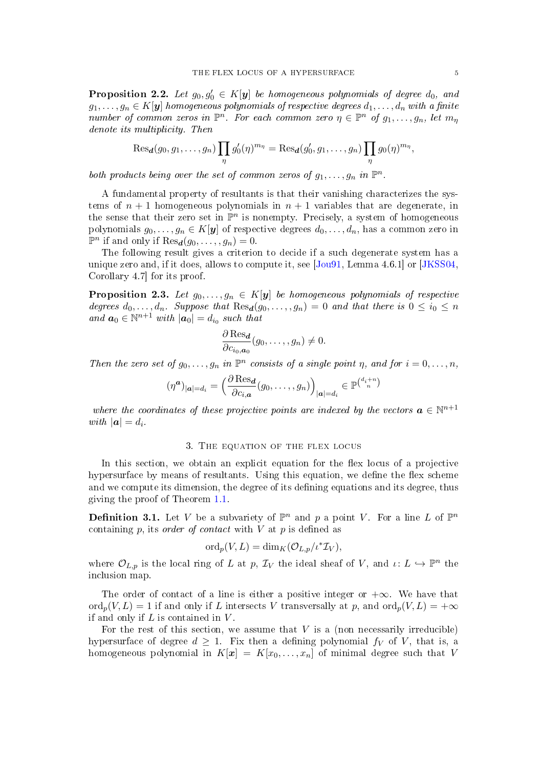**Proposition 2.2.** *Let $g_0, g_0' \in K[\boldsymbol{y}]$ be homogeneous polynomials of degree $d_0$, and $g_1, \dots, g_n \in K[\boldsymbol{y}]$ homogeneous polynomials of respective degrees $d_1, \dots, d_n$ with a finite number of common zeros in $\mathbb{P}^n$. For each common zero $\eta \in \mathbb{P}^n$ of $g_1, \dots, g_n$, let $m_\eta$ denote its multiplicity. Then*

$$\mathrm{Res}_{\boldsymbol{d}}(g_0, g_1, \dots, g_n) \prod_{\eta} g_0'(\eta)^{m_\eta} = \mathrm{Res}_{\boldsymbol{d}}(g_0', g_1, \dots, g_n) \prod_{\eta} g_0(\eta)^{m_\eta},$$

*both products being over the set of common zeros of $g_1, \dots, g_n$ in $\mathbb{P}^n$.*

A fundamental property of resultants is that their vanishing characterizes the systems of $n+1$ homogeneous polynomials in $n+1$ variables that are degenerate, in the sense that their zero set in $\mathbb{P}^n$ is nonempty. Precisely, a system of homogeneous polynomials $g_0, \dots, g_n \in K[\boldsymbol{y}]$ of respective degrees $d_0, \dots, d_n$, has a common zero in $\mathbb{P}^n$ if and only if $\mathrm{Res}_{\boldsymbol{d}}(g_0, \dots, g_n) = 0$.

The following result gives a criterion to decide if a such degenerate system has a unique zero and, if it does, allows to compute it, see [Jou91, Lemma 4.6.1] or [JKSS04, Corollary 4.7] for its proof.

**Proposition 2.3.** *Let $g_0, \dots, g_n \in K[\boldsymbol{y}]$ be homogeneous polynomials of respective degrees $d_0, \dots, d_n$. Suppose that $\mathrm{Res}_{\boldsymbol{d}}(g_0, \dots, g_n) = 0$ and that there is $0 \leq i_0 \leq n$ and $\boldsymbol{a}_0 \in \mathbb{N}^{n+1}$ with $|\boldsymbol{a}_0| = d_{i_0}$ such that*

$$\frac{\partial \, \mathrm{Res}_{\boldsymbol{d}}}{\partial c_{i_0, \boldsymbol{a}_0}}(g_0, \dots, g_n) \neq 0.$$

*Then the zero set of $g_0, \dots, g_n$ in $\mathbb{P}^n$ consists of a single point $\eta$, and for $i = 0, \dots, n$,*

$$(\eta^{\boldsymbol{a}})_{|\boldsymbol{a}| = d_i} = \Big(\frac{\partial \, \mathrm{Res}_{\boldsymbol{d}}}{\partial c_{i, \boldsymbol{a}}}(g_0, \dots, g_n)\Big)_{|\boldsymbol{a}| = d_i} \in \mathbb{P}^{\binom{d_i + n}{n}}$$

*where the coordinates of these projective points are indexed by the vectors $\boldsymbol{a} \in \mathbb{N}^{n+1}$ with $|\boldsymbol{a}| = d_i$.*

## 3. The equation of the flex locus

In this section, we obtain an explicit equation for the flex locus of a projective hypersurface by means of resultants. Using this equation, we define the flex scheme and we compute its dimension, the degree of its defining equations and its degree, thus giving the proof of Theorem 1.1.

**Definition 3.1.** Let $V$ be a subvariety of $\mathbb{P}^n$ and $p$ a point $V$. For a line $L$ of $\mathbb{P}^n$ containing $p$, its *order of contact* with $V$ at $p$ is defined as

$$\mathrm{ord}_p(V, L) = \dim_K(\mathcal{O}_{L,p} / \iota^* \mathcal{I}_V),$$

where $\mathcal{O}_{L,p}$ is the local ring of $L$ at $p$, $\mathcal{I}_V$ the ideal sheaf of $V$, and $\iota \colon L \hookrightarrow \mathbb{P}^n$ the inclusion map.

The order of contact of a line is either a positive integer or $+\infty$. We have that $\mathrm{ord}_p(V, L) = 1$ if and only if $L$ intersects $V$ transversally at $p$, and $\mathrm{ord}_p(V, L) = +\infty$ if and only if $L$ is contained in $V$.

For the rest of this section, we assume that $V$ is a (non necessarily irreducible) hypersurface of degree $d \geq 1$. Fix then a defining polynomial $f_V$ of $V$, that is, a homogeneous polynomial in $K[\boldsymbol{x}] = K[x_0, \dots, x_n]$ of minimal degree such that $V$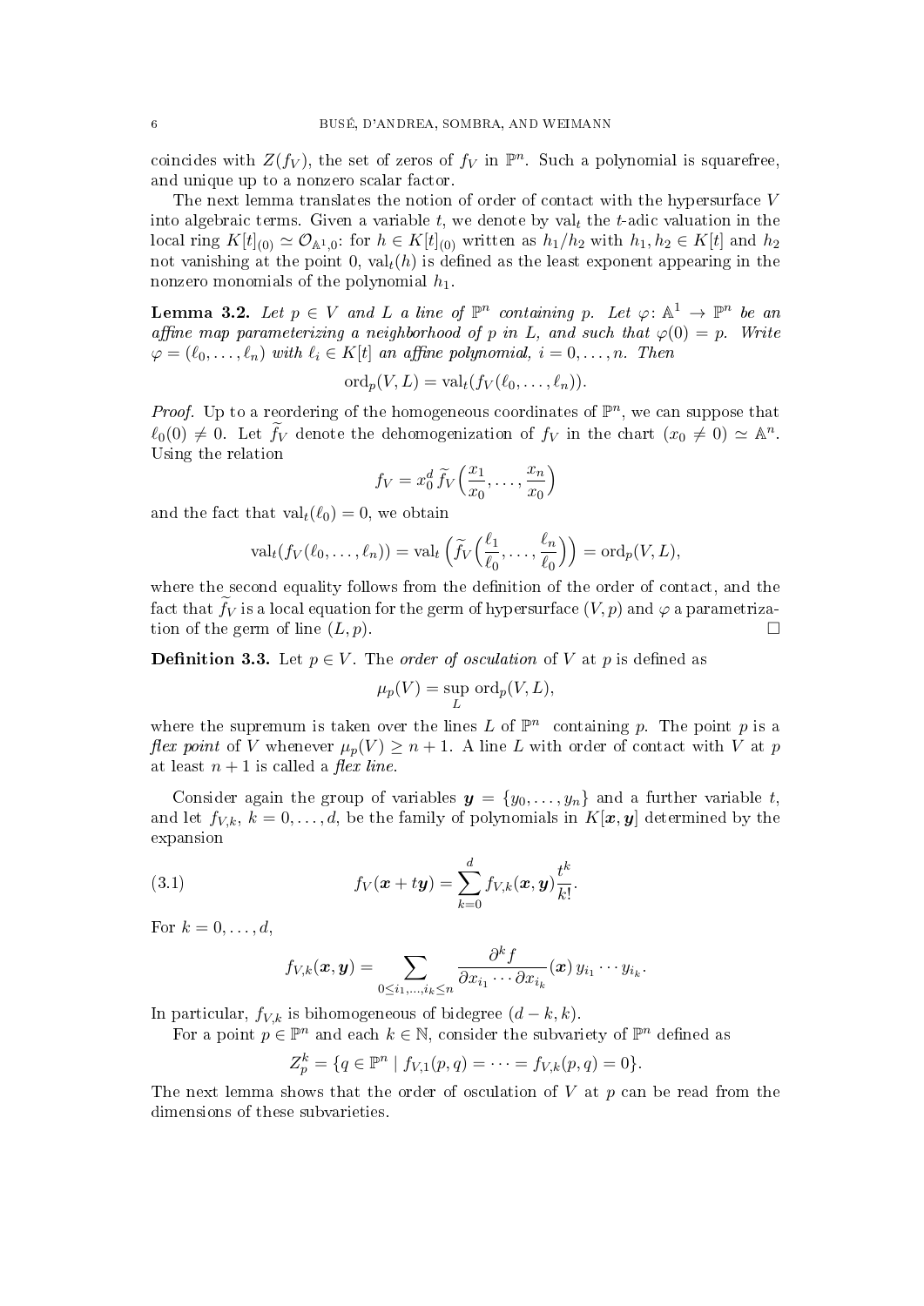coincides with $Z(f_V)$, the set of zeros of $f_V$ in $\mathbb{P}^n$. Such a polynomial is squarefree, and unique up to a nonzero scalar factor.

The next lemma translates the notion of order of contact with the hypersurface $V$ into algebraic terms. Given a variable $t$, we denote by $\mathrm{val}_t$ the $t$-adic valuation in the local ring $K[t]_{(0)} \simeq \mathcal{O}_{\mathbb{A}^1,0}$: for $h \in K[t]_{(0)}$ written as $h_1/h_2$ with $h_1, h_2 \in K[t]$ and $h_2$ not vanishing at the point 0, $\mathrm{val}_t(h)$ is defined as the least exponent appearing in the nonzero monomials of the polynomial $h_1$.

**Lemma 3.2.** *Let $p \in V$ and $L$ a line of $\mathbb{P}^n$ containing $p$. Let $\varphi \colon \mathbb{A}^1 \to \mathbb{P}^n$ be an affine map parameterizing a neighborhood of $p$ in $L$, and such that $\varphi(0) = p$. Write $\varphi = (\ell_0, \dots, \ell_n)$ with $\ell_i \in K[t]$ an affine polynomial, $i = 0, \dots, n$. Then*

$$\mathrm{ord}_p(V, L) = \mathrm{val}_t(f_V(\ell_0, \dots, \ell_n)).$$

*Proof.* Up to a reordering of the homogeneous coordinates of $\mathbb{P}^n$, we can suppose that $\ell_0(0) \neq 0$. Let $\widetilde{f}_V$ denote the dehomogenization of $f_V$ in the chart $(x_0 \neq 0) \simeq \mathbb{A}^n$. Using the relation

$$f_V = x_0^d \, \widetilde{f}_V\Big(\frac{x_1}{x_0}, \dots, \frac{x_n}{x_0}\Big)$$

and the fact that $\mathrm{val}_t(\ell_0) = 0$, we obtain

$$\mathrm{val}_t(f_V(\ell_0, \dots, \ell_n)) = \mathrm{val}_t\Big(\widetilde{f}_V\Big(\frac{\ell_1}{\ell_0}, \dots, \frac{\ell_n}{\ell_0}\Big)\Big) = \mathrm{ord}_p(V, L),$$

where the second equality follows from the definition of the order of contact, and the fact that $\widetilde{f}_V$ is a local equation for the germ of hypersurface $(V, p)$ and $\varphi$ a parametrization of the germ of line $(L, p)$. $\square$

**Definition 3.3.** Let $p \in V$. The *order of osculation* of $V$ at $p$ is defined as

$$\mu_p(V) = \sup_L \mathrm{ord}_p(V, L),$$

where the supremum is taken over the lines $L$ of $\mathbb{P}^n$ containing $p$. The point $p$ is a *flex point* of $V$ whenever $\mu_p(V) \geq n + 1$. A line $L$ with order of contact with $V$ at $p$ at least $n + 1$ is called a *flex line*.

Consider again the group of variables $\boldsymbol{y} = \{y_0, \dots, y_n\}$ and a further variable $t$, and let $f_{V,k}$, $k = 0, \dots, d$, be the family of polynomials in $K[\boldsymbol{x}, \boldsymbol{y}]$ determined by the expansion

$$f_V(\boldsymbol{x} + t\boldsymbol{y}) = \sum_{k=0}^{d} f_{V,k}(\boldsymbol{x}, \boldsymbol{y}) \frac{t^k}{k!}. \tag{3.1}$$

For $k = 0, \dots, d$,

$$f_{V,k}(\boldsymbol{x}, \boldsymbol{y}) = \sum_{0 \leq i_1, \dots, i_k \leq n} \frac{\partial^k f}{\partial x_{i_1} \cdots \partial x_{i_k}}(\boldsymbol{x}) \, y_{i_1} \cdots y_{i_k}.$$

In particular, $f_{V,k}$ is bihomogeneous of bidegree $(d - k, k)$.

For a point $p \in \mathbb{P}^n$ and each $k \in \mathbb{N}$, consider the subvariety of $\mathbb{P}^n$ defined as

$$Z_p^k = \{q \in \mathbb{P}^n \mid f_{V,1}(p, q) = \cdots = f_{V,k}(p, q) = 0\}.$$

The next lemma shows that the order of osculation of $V$ at $p$ can be read from the dimensions of these subvarieties.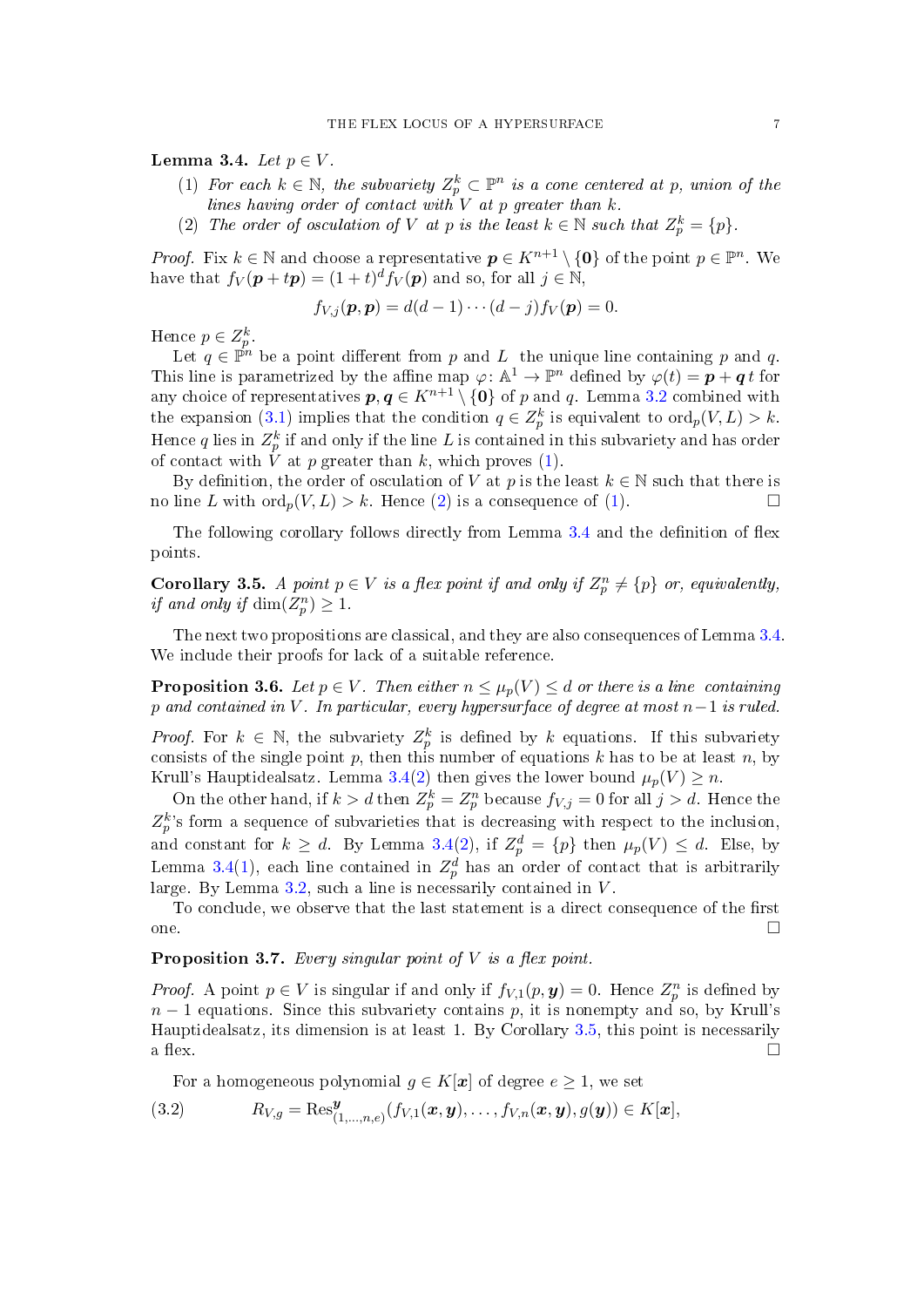**Lemma 3.4.** *Let $p \in V$.*

1. *For each $k \in \mathbb{N}$, the subvariety $Z_p^k \subset \mathbb{P}^n$ is a cone centered at $p$, union of the lines having order of contact with $V$ at $p$ greater than $k$.*
2. *The order of osculation of $V$ at $p$ is the least $k \in \mathbb{N}$ such that $Z_p^k = \{p\}$.*

*Proof.* Fix $k \in \mathbb{N}$ and choose a representative $\boldsymbol{p} \in K^{n+1} \setminus \{\boldsymbol{0}\}$ of the point $p \in \mathbb{P}^n$. We have that $f_V(\boldsymbol{p} + t\boldsymbol{p}) = (1+t)^d f_V(\boldsymbol{p})$ and so, for all $j \in \mathbb{N}$,

$$f_{V,j}(\boldsymbol{p}, \boldsymbol{p}) = d(d-1)\cdots(d-j) f_V(\boldsymbol{p}) = 0.$$

Hence $p \in Z_p^k$.

Let $q \in \mathbb{P}^n$ be a point different from $p$ and $L$ the unique line containing $p$ and $q$. This line is parametrized by the affine map $\varphi \colon \mathbb{A}^1 \to \mathbb{P}^n$ defined by $\varphi(t) = \boldsymbol{p} + \boldsymbol{q}\, t$ for any choice of representatives $\boldsymbol{p}, \boldsymbol{q} \in K^{n+1} \setminus \{\boldsymbol{0}\}$ of $p$ and $q$. Lemma 3.2 combined with the expansion (3.1) implies that the condition $q \in Z_p^k$ is equivalent to $\mathrm{ord}_p(V, L) > k$. Hence $q$ lies in $Z_p^k$ if and only if the line $L$ is contained in this subvariety and has order of contact with $V$ at $p$ greater than $k$, which proves (1).

By definition, the order of osculation of $V$ at $p$ is the least $k \in \mathbb{N}$ such that there is no line $L$ with $\mathrm{ord}_p(V, L) > k$. Hence (2) is a consequence of (1). □

The following corollary follows directly from Lemma 3.4 and the definition of flex points.

**Corollary 3.5.** *A point $p \in V$ is a flex point if and only if $Z_p^n \neq \{p\}$ or, equivalently, if and only if $\dim(Z_p^n) \geq 1$.*

The next two propositions are classical, and they are also consequences of Lemma 3.4. We include their proofs for lack of a suitable reference.

**Proposition 3.6.** *Let $p \in V$. Then either $n \leq \mu_p(V) \leq d$ or there is a line containing $p$ and contained in $V$. In particular, every hypersurface of degree at most $n-1$ is ruled.*

*Proof.* For $k \in \mathbb{N}$, the subvariety $Z_p^k$ is defined by $k$ equations. If this subvariety consists of the single point $p$, then this number of equations $k$ has to be at least $n$, by Krull's Hauptidealsatz. Lemma 3.4(2) then gives the lower bound $\mu_p(V) \geq n$.

On the other hand, if $k > d$ then $Z_p^k = Z_p^n$ because $f_{V,j} = 0$ for all $j > d$. Hence the $Z_p^k$'s form a sequence of subvarieties that is decreasing with respect to the inclusion, and constant for $k \geq d$. By Lemma 3.4(2), if $Z_p^d = \{p\}$ then $\mu_p(V) \leq d$. Else, by Lemma 3.4(1), each line contained in $Z_p^d$ has an order of contact that is arbitrarily large. By Lemma 3.2, such a line is necessarily contained in $V$.

To conclude, we observe that the last statement is a direct consequence of the first one. □

**Proposition 3.7.** *Every singular point of $V$ is a flex point.*

*Proof.* A point $p \in V$ is singular if and only if $f_{V,1}(p, \boldsymbol{y}) = 0$. Hence $Z_p^n$ is defined by $n-1$ equations. Since this subvariety contains $p$, it is nonempty and so, by Krull's Hauptidealsatz, its dimension is at least 1. By Corollary 3.5, this point is necessarily a flex. □

For a homogeneous polynomial $g \in K[\boldsymbol{x}]$ of degree $e \geq 1$, we set

$$R_{V,g} = \mathrm{Res}^{\boldsymbol{y}}_{(1,\dots,n,e)}(f_{V,1}(\boldsymbol{x}, \boldsymbol{y}), \dots, f_{V,n}(\boldsymbol{x}, \boldsymbol{y}), g(\boldsymbol{y})) \in K[\boldsymbol{x}], \tag{3.2}$$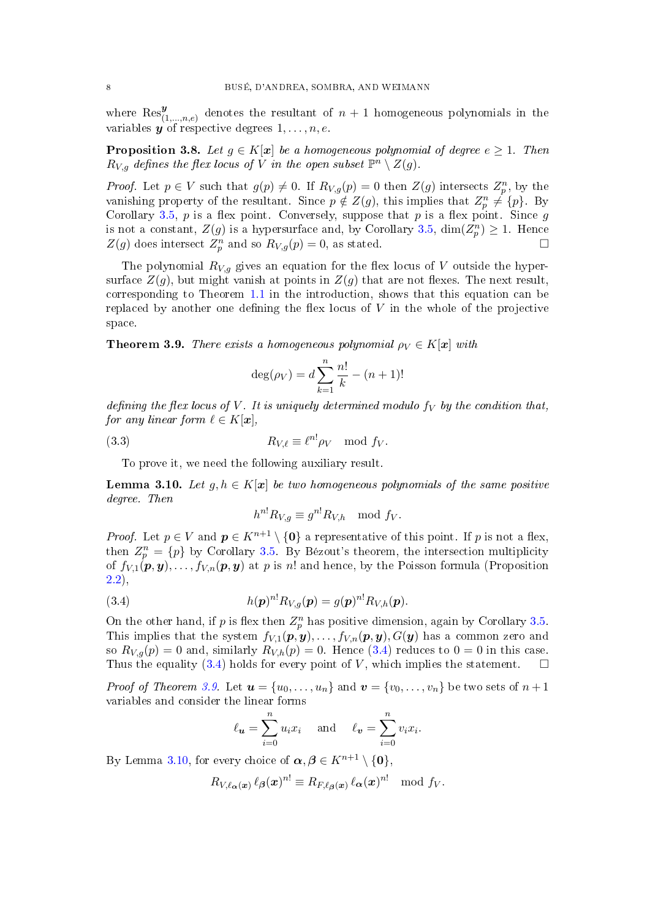where $\mathrm{Res}^{\boldsymbol{y}}_{(1,\dots,n,e)}$ denotes the resultant of $n+1$ homogeneous polynomials in the variables $\boldsymbol{y}$ of respective degrees $1,\dots,n,e$.

**Proposition 3.8.** *Let $g \in K[\boldsymbol{x}]$ be a homogeneous polynomial of degree $e \geq 1$. Then $R_{V,g}$ defines the flex locus of $V$ in the open subset $\mathbb{P}^n \setminus Z(g)$.*

*Proof.* Let $p \in V$ such that $g(p) \neq 0$. If $R_{V,g}(p) = 0$ then $Z(g)$ intersects $Z_p^n$, by the vanishing property of the resultant. Since $p \notin Z(g)$, this implies that $Z_p^n \neq \{p\}$. By Corollary 3.5, $p$ is a flex point. Conversely, suppose that $p$ is a flex point. Since $g$ is not a constant, $Z(g)$ is a hypersurface and, by Corollary 3.5, $\dim(Z_p^n) \geq 1$. Hence $Z(g)$ does intersect $Z_p^n$ and so $R_{V,g}(p) = 0$, as stated. □

The polynomial $R_{V,g}$ gives an equation for the flex locus of $V$ outside the hypersurface $Z(g)$, but might vanish at points in $Z(g)$ that are not flexes. The next result, corresponding to Theorem 1.1 in the introduction, shows that this equation can be replaced by another one defining the flex locus of $V$ in the whole of the projective space.

**Theorem 3.9.** *There exists a homogeneous polynomial $\rho_V \in K[\boldsymbol{x}]$ with*

$$\deg(\rho_V) = d \sum_{k=1}^{n} \frac{n!}{k} - (n+1)!$$

*defining the flex locus of $V$. It is uniquely determined modulo $f_V$ by the condition that, for any linear form $\ell \in K[\boldsymbol{x}]$,*

$$R_{V,\ell} \equiv \ell^{n!} \rho_V \mod f_V. \tag{3.3}$$

To prove it, we need the following auxiliary result.

**Lemma 3.10.** *Let $g, h \in K[\boldsymbol{x}]$ be two homogeneous polynomials of the same positive degree. Then*

$$h^{n!} R_{V,g} \equiv g^{n!} R_{V,h} \mod f_V.$$

*Proof.* Let $p \in V$ and $\boldsymbol{p} \in K^{n+1} \setminus \{\boldsymbol{0}\}$ a representative of this point. If $p$ is not a flex, then $Z_p^n = \{p\}$ by Corollary 3.5. By Bézout's theorem, the intersection multiplicity of $f_{V,1}(\boldsymbol{p},\boldsymbol{y}), \dots, f_{V,n}(\boldsymbol{p},\boldsymbol{y})$ at $p$ is $n!$ and hence, by the Poisson formula (Proposition 2.2),

$$h(\boldsymbol{p})^{n!} R_{V,g}(\boldsymbol{p}) = g(\boldsymbol{p})^{n!} R_{V,h}(\boldsymbol{p}). \tag{3.4}$$

On the other hand, if $p$ is flex then $Z_p^n$ has positive dimension, again by Corollary 3.5. This implies that the system $f_{V,1}(\boldsymbol{p},\boldsymbol{y}), \dots, f_{V,n}(\boldsymbol{p},\boldsymbol{y}), G(\boldsymbol{y})$ has a common zero and so $R_{V,g}(p) = 0$ and, similarly $R_{V,h}(p) = 0$. Hence (3.4) reduces to $0 = 0$ in this case. Thus the equality (3.4) holds for every point of $V$, which implies the statement. □

*Proof of Theorem 3.9.* Let $\boldsymbol{u} = \{u_0, \dots, u_n\}$ and $\boldsymbol{v} = \{v_0, \dots, v_n\}$ be two sets of $n+1$ variables and consider the linear forms

$$\ell_{\boldsymbol{u}} = \sum_{i=0}^{n} u_i x_i \quad \text{and} \quad \ell_{\boldsymbol{v}} = \sum_{i=0}^{n} v_i x_i.$$

By Lemma 3.10, for every choice of $\boldsymbol{\alpha}, \boldsymbol{\beta} \in K^{n+1} \setminus \{\boldsymbol{0}\}$,

$$R_{V,\ell_{\boldsymbol{\alpha}}(\boldsymbol{x})}\, \ell_{\boldsymbol{\beta}}(\boldsymbol{x})^{n!} \equiv R_{F,\ell_{\boldsymbol{\beta}}(\boldsymbol{x})}\, \ell_{\boldsymbol{\alpha}}(\boldsymbol{x})^{n!} \mod f_V.$$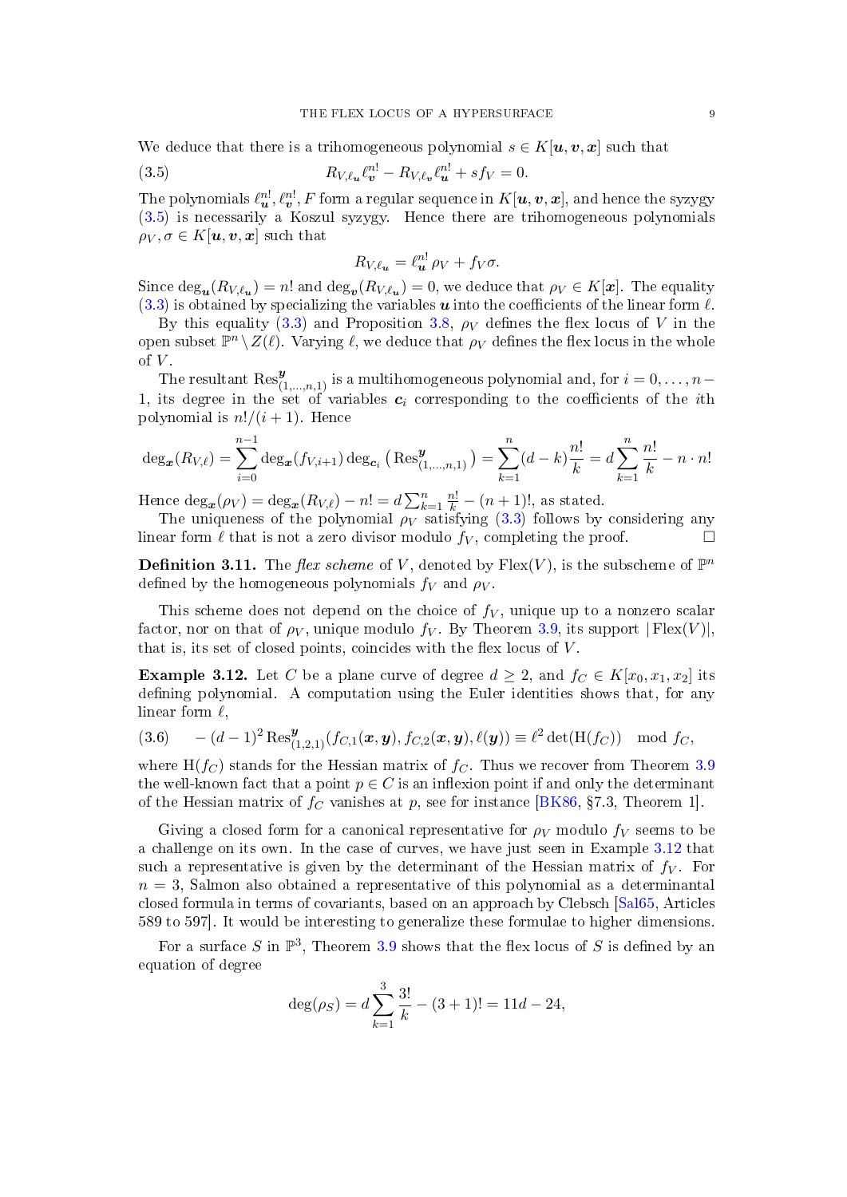We deduce that there is a trihomogeneous polynomial $s \in K[\boldsymbol{u}, \boldsymbol{v}, \boldsymbol{x}]$ such that

$$R_{V,\ell_{\boldsymbol{u}}} \ell_{\boldsymbol{v}}^{n!} - R_{V,\ell_{\boldsymbol{v}}} \ell_{\boldsymbol{u}}^{n!} + s f_V = 0. \tag{3.5}$$

The polynomials $\ell_{\boldsymbol{u}}^{n!}, \ell_{\boldsymbol{v}}^{n!}, F$ form a regular sequence in $K[\boldsymbol{u}, \boldsymbol{v}, \boldsymbol{x}]$, and hence the syzygy (3.5) is necessarily a Koszul syzygy. Hence there are trihomogeneous polynomials $\rho_V, \sigma \in K[\boldsymbol{u}, \boldsymbol{v}, \boldsymbol{x}]$ such that

$$R_{V,\ell_{\boldsymbol{u}}} = \ell_{\boldsymbol{u}}^{n!} \, \rho_V + f_V \sigma.$$

Since $\deg_{\boldsymbol{u}}(R_{V,\ell_{\boldsymbol{u}}}) = n!$ and $\deg_{\boldsymbol{v}}(R_{V,\ell_{\boldsymbol{u}}}) = 0$, we deduce that $\rho_V \in K[\boldsymbol{x}]$. The equality (3.3) is obtained by specializing the variables $\boldsymbol{u}$ into the coefficients of the linear form $\ell$.

By this equality (3.3) and Proposition 3.8, $\rho_V$ defines the flex locus of $V$ in the open subset $\mathbb{P}^n \setminus Z(\ell)$. Varying $\ell$, we deduce that $\rho_V$ defines the flex locus in the whole of $V$.

The resultant $\mathrm{Res}^{\boldsymbol{y}}_{(1,\dots,n,1)}$ is a multihomogeneous polynomial and, for $i = 0, \dots, n-1$, its degree in the set of variables $\boldsymbol{c}_i$ corresponding to the coefficients of the $i$th polynomial is $n!/(i+1)$. Hence

$$\deg_{\boldsymbol{x}}(R_{V,\ell}) = \sum_{i=0}^{n-1} \deg_{\boldsymbol{x}}(f_{V,i+1}) \deg_{\boldsymbol{c}_i}\left(\mathrm{Res}^{\boldsymbol{y}}_{(1,\dots,n,1)}\right) = \sum_{k=1}^{n} (d-k)\frac{n!}{k} = d\sum_{k=1}^{n}\frac{n!}{k} - n \cdot n!$$

Hence $\deg_{\boldsymbol{x}}(\rho_V) = \deg_{\boldsymbol{x}}(R_{V,\ell}) - n! = d\sum_{k=1}^{n} \frac{n!}{k} - (n+1)!$, as stated.

The uniqueness of the polynomial $\rho_V$ satisfying (3.3) follows by considering any linear form $\ell$ that is not a zero divisor modulo $f_V$, completing the proof. $\square$

**Definition 3.11.** The *flex scheme* of $V$, denoted by $\mathrm{Flex}(V)$, is the subscheme of $\mathbb{P}^n$ defined by the homogeneous polynomials $f_V$ and $\rho_V$.

This scheme does not depend on the choice of $f_V$, unique up to a nonzero scalar factor, nor on that of $\rho_V$, unique modulo $f_V$. By Theorem 3.9, its support $|\mathrm{Flex}(V)|$, that is, its set of closed points, coincides with the flex locus of $V$.

**Example 3.12.** Let $C$ be a plane curve of degree $d \geq 2$, and $f_C \in K[x_0, x_1, x_2]$ its defining polynomial. A computation using the Euler identities shows that, for any linear form $\ell$,

$$-(d-1)^2 \mathrm{Res}^{\boldsymbol{y}}_{(1,2,1)}(f_{C,1}(\boldsymbol{x},\boldsymbol{y}), f_{C,2}(\boldsymbol{x},\boldsymbol{y}), \ell(\boldsymbol{y})) \equiv \ell^2 \det(\mathrm{H}(f_C)) \mod f_C, \tag{3.6}$$

where $\mathrm{H}(f_C)$ stands for the Hessian matrix of $f_C$. Thus we recover from Theorem 3.9 the well-known fact that a point $p \in C$ is an inflexion point if and only the determinant of the Hessian matrix of $f_C$ vanishes at $p$, see for instance [BK86, §7.3, Theorem 1].

Giving a closed form for a canonical representative for $\rho_V$ modulo $f_V$ seems to be a challenge on its own. In the case of curves, we have just seen in Example 3.12 that such a representative is given by the determinant of the Hessian matrix of $f_V$. For $n = 3$, Salmon also obtained a representative of this polynomial as a determinantal closed formula in terms of covariants, based on an approach by Clebsch [Sal65, Articles 589 to 597]. It would be interesting to generalize these formulae to higher dimensions.

For a surface $S$ in $\mathbb{P}^3$, Theorem 3.9 shows that the flex locus of $S$ is defined by an equation of degree

$$\deg(\rho_S) = d\sum_{k=1}^{3}\frac{3!}{k} - (3+1)! = 11d - 24,$$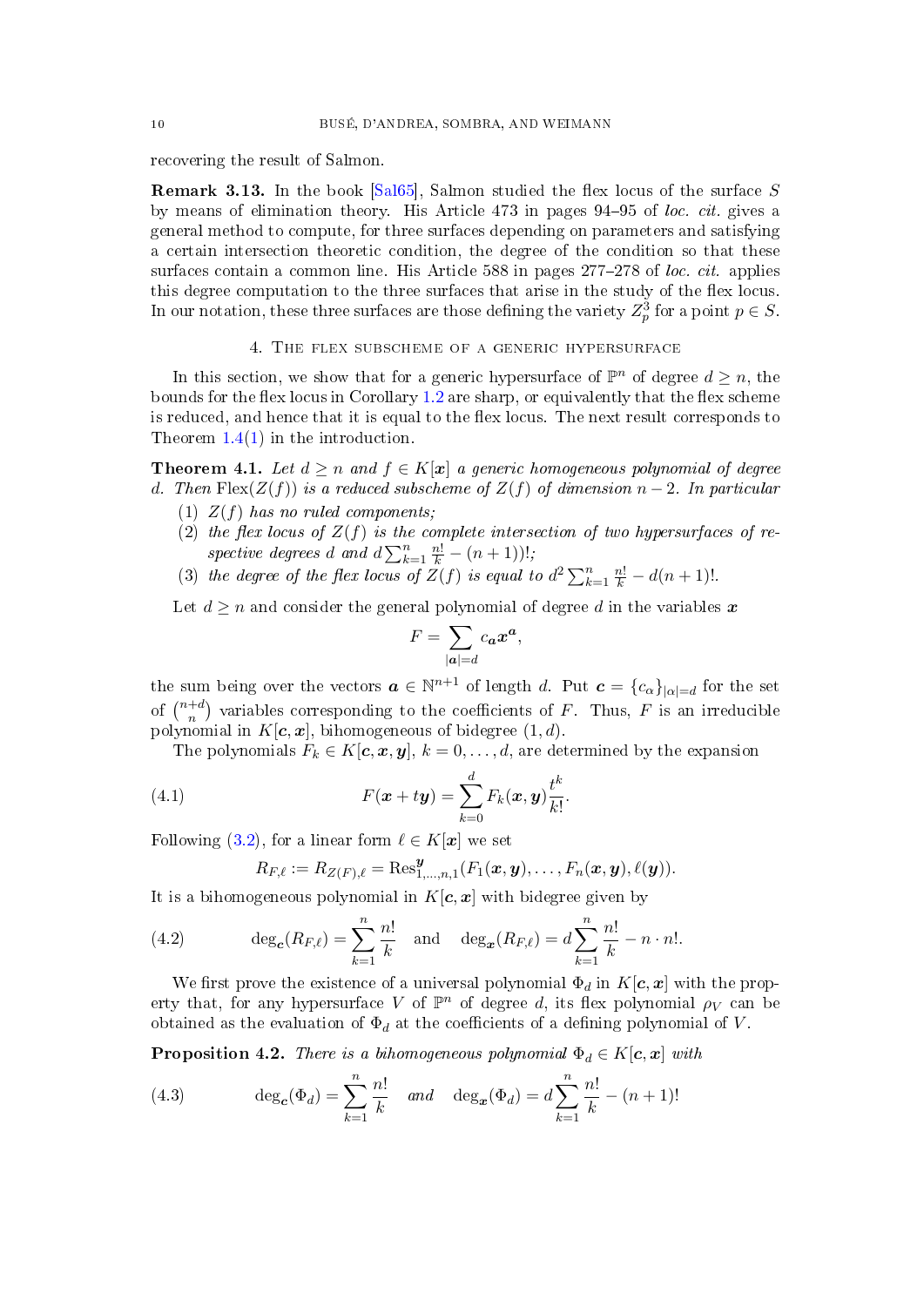recovering the result of Salmon.

**Remark 3.13.** In the book [Sal65], Salmon studied the flex locus of the surface $S$ by means of elimination theory. His Article 473 in pages 94–95 of *loc. cit.* gives a general method to compute, for three surfaces depending on parameters and satisfying a certain intersection theoretic condition, the degree of the condition so that these surfaces contain a common line. His Article 588 in pages 277–278 of *loc. cit.* applies this degree computation to the three surfaces that arise in the study of the flex locus. In our notation, these three surfaces are those defining the variety $Z_p^3$ for a point $p \in S$.

## 4. The flex subscheme of a generic hypersurface

In this section, we show that for a generic hypersurface of $\mathbb{P}^n$ of degree $d \geq n$, the bounds for the flex locus in Corollary 1.2 are sharp, or equivalently that the flex scheme is reduced, and hence that it is equal to the flex locus. The next result corresponds to Theorem 1.4(1) in the introduction.

**Theorem 4.1.** *Let $d \geq n$ and $f \in K[\boldsymbol{x}]$ a generic homogeneous polynomial of degree $d$. Then $\mathrm{Flex}(Z(f))$ is a reduced subscheme of $Z(f)$ of dimension $n-2$. In particular*

1. *$Z(f)$ has no ruled components;*
2. *the flex locus of $Z(f)$ is the complete intersection of two hypersurfaces of respective degrees $d$ and $d\sum_{k=1}^{n} \frac{n!}{k} - (n+1))!$;*
3. *the degree of the flex locus of $Z(f)$ is equal to $d^2 \sum_{k=1}^{n} \frac{n!}{k} - d(n+1)!$.*

Let $d \geq n$ and consider the general polynomial of degree $d$ in the variables $\boldsymbol{x}$

$$F = \sum_{|\boldsymbol{a}|=d} c_{\boldsymbol{a}} \boldsymbol{x}^{\boldsymbol{a}},$$

the sum being over the vectors $\boldsymbol{a} \in \mathbb{N}^{n+1}$ of length $d$. Put $\boldsymbol{c} = \{c_\alpha\}_{|\alpha|=d}$ for the set of $\binom{n+d}{n}$ variables corresponding to the coefficients of $F$. Thus, $F$ is an irreducible polynomial in $K[\boldsymbol{c}, \boldsymbol{x}]$, bihomogeneous of bidegree $(1, d)$.

The polynomials $F_k \in K[\boldsymbol{c}, \boldsymbol{x}, \boldsymbol{y}]$, $k = 0, \dots, d$, are determined by the expansion

$$F(\boldsymbol{x} + t\boldsymbol{y}) = \sum_{k=0}^{d} F_k(\boldsymbol{x}, \boldsymbol{y}) \frac{t^k}{k!}. \tag{4.1}$$

Following (3.2), for a linear form $\ell \in K[\boldsymbol{x}]$ we set

$$R_{F,\ell} := R_{Z(F),\ell} = \mathrm{Res}^{\boldsymbol{y}}_{1,\dots,n,1}(F_1(\boldsymbol{x}, \boldsymbol{y}), \dots, F_n(\boldsymbol{x}, \boldsymbol{y}), \ell(\boldsymbol{y})).$$

It is a bihomogeneous polynomial in $K[\boldsymbol{c}, \boldsymbol{x}]$ with bidegree given by

$$\deg_{\boldsymbol{c}}(R_{F,\ell}) = \sum_{k=1}^{n} \frac{n!}{k} \quad \text{and} \quad \deg_{\boldsymbol{x}}(R_{F,\ell}) = d\sum_{k=1}^{n} \frac{n!}{k} - n \cdot n!. \tag{4.2}$$

We first prove the existence of a universal polynomial $\Phi_d$ in $K[\boldsymbol{c}, \boldsymbol{x}]$ with the property that, for any hypersurface $V$ of $\mathbb{P}^n$ of degree $d$, its flex polynomial $\rho_V$ can be obtained as the evaluation of $\Phi_d$ at the coefficients of a defining polynomial of $V$.

**Proposition 4.2.** *There is a bihomogeneous polynomial $\Phi_d \in K[\boldsymbol{c}, \boldsymbol{x}]$ with*

$$\deg_{\boldsymbol{c}}(\Phi_d) = \sum_{k=1}^{n} \frac{n!}{k} \quad \text{and} \quad \deg_{\boldsymbol{x}}(\Phi_d) = d\sum_{k=1}^{n} \frac{n!}{k} - (n+1)! \tag{4.3}$$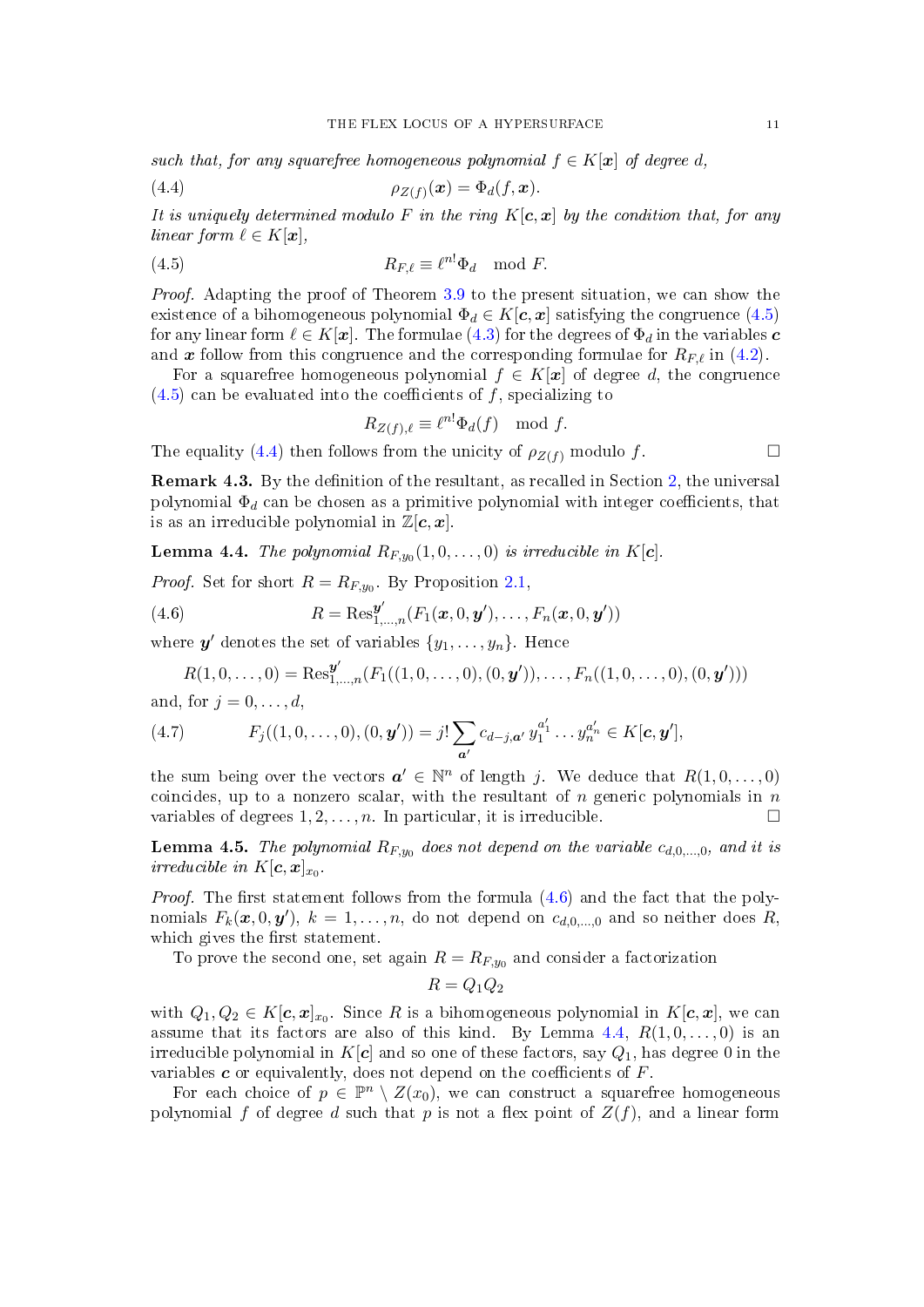*such that, for any squarefree homogeneous polynomial $f \in K[\boldsymbol{x}]$ of degree $d$,*

$$\rho_{Z(f)}(\boldsymbol{x}) = \Phi_d(f, \boldsymbol{x}). \tag{4.4}$$

*It is uniquely determined modulo $F$ in the ring $K[\boldsymbol{c}, \boldsymbol{x}]$ by the condition that, for any linear form $\ell \in K[\boldsymbol{x}]$,*

$$R_{F,\ell} \equiv \ell^{n!} \Phi_d \mod F. \tag{4.5}$$

*Proof.* Adapting the proof of Theorem 3.9 to the present situation, we can show the existence of a bihomogeneous polynomial $\Phi_d \in K[\boldsymbol{c}, \boldsymbol{x}]$ satisfying the congruence (4.5) for any linear form $\ell \in K[\boldsymbol{x}]$. The formulae (4.3) for the degrees of $\Phi_d$ in the variables $\boldsymbol{c}$ and $\boldsymbol{x}$ follow from this congruence and the corresponding formulae for $R_{F,\ell}$ in (4.2).

For a squarefree homogeneous polynomial $f \in K[\boldsymbol{x}]$ of degree $d$, the congruence (4.5) can be evaluated into the coefficients of $f$, specializing to

$$R_{Z(f),\ell} \equiv \ell^{n!} \Phi_d(f) \mod f.$$

The equality (4.4) then follows from the unicity of $\rho_{Z(f)}$ modulo $f$. □

**Remark 4.3.** By the definition of the resultant, as recalled in Section 2, the universal polynomial $\Phi_d$ can be chosen as a primitive polynomial with integer coefficients, that is as an irreducible polynomial in $\mathbb{Z}[\boldsymbol{c}, \boldsymbol{x}]$.

**Lemma 4.4.** *The polynomial $R_{F,y_0}(1, 0, \dots, 0)$ is irreducible in $K[\boldsymbol{c}]$.*

*Proof.* Set for short $R = R_{F,y_0}$. By Proposition 2.1,

$$R = \operatorname{Res}^{\boldsymbol{y}'}_{1,\dots,n}(F_1(\boldsymbol{x}, 0, \boldsymbol{y}'), \dots, F_n(\boldsymbol{x}, 0, \boldsymbol{y}')) \tag{4.6}$$

where $\boldsymbol{y}'$ denotes the set of variables $\{y_1, \dots, y_n\}$. Hence

$$R(1, 0, \dots, 0) = \operatorname{Res}^{\boldsymbol{y}'}_{1,\dots,n}(F_1((1, 0, \dots, 0), (0, \boldsymbol{y}')), \dots, F_n((1, 0, \dots, 0), (0, \boldsymbol{y}')))$$

and, for $j = 0, \dots, d$,

$$F_j((1, 0, \dots, 0), (0, \boldsymbol{y}')) = j! \sum_{\boldsymbol{a}'} c_{d-j,\boldsymbol{a}'}\, y_1^{a'_1} \dots y_n^{a'_n} \in K[\boldsymbol{c}, \boldsymbol{y}'], \tag{4.7}$$

the sum being over the vectors $\boldsymbol{a}' \in \mathbb{N}^n$ of length $j$. We deduce that $R(1, 0, \dots, 0)$ coincides, up to a nonzero scalar, with the resultant of $n$ generic polynomials in $n$ variables of degrees $1, 2, \dots, n$. In particular, it is irreducible. □

**Lemma 4.5.** *The polynomial $R_{F,y_0}$ does not depend on the variable $c_{d,0,\dots,0}$, and it is irreducible in $K[\boldsymbol{c}, \boldsymbol{x}]_{x_0}$.*

*Proof.* The first statement follows from the formula (4.6) and the fact that the polynomials $F_k(\boldsymbol{x}, 0, \boldsymbol{y}')$, $k = 1, \dots, n$, do not depend on $c_{d,0,\dots,0}$ and so neither does $R$, which gives the first statement.

To prove the second one, set again $R = R_{F,y_0}$ and consider a factorization

$$R = Q_1 Q_2$$

with $Q_1, Q_2 \in K[\boldsymbol{c}, \boldsymbol{x}]_{x_0}$. Since $R$ is a bihomogeneous polynomial in $K[\boldsymbol{c}, \boldsymbol{x}]$, we can assume that its factors are also of this kind. By Lemma 4.4, $R(1, 0, \dots, 0)$ is an irreducible polynomial in $K[\boldsymbol{c}]$ and so one of these factors, say $Q_1$, has degree 0 in the variables $\boldsymbol{c}$ or equivalently, does not depend on the coefficients of $F$.

For each choice of $p \in \mathbb{P}^n \setminus Z(x_0)$, we can construct a squarefree homogeneous polynomial $f$ of degree $d$ such that $p$ is not a flex point of $Z(f)$, and a linear form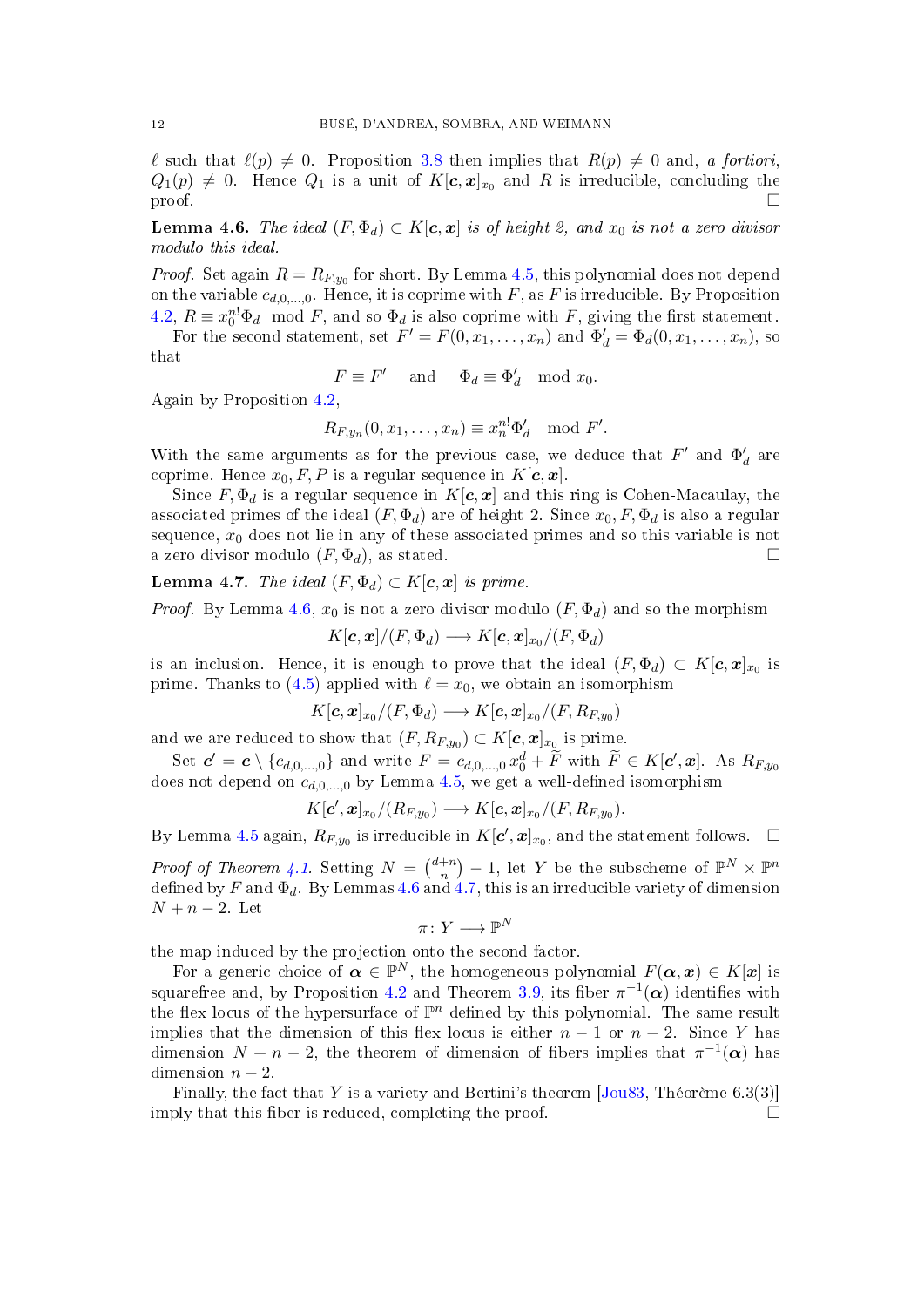$\ell$ such that $\ell(p) \neq 0$. Proposition 3.8 then implies that $R(p) \neq 0$ and, *a fortiori*, $Q_1(p) \neq 0$. Hence $Q_1$ is a unit of $K[\boldsymbol{c}, \boldsymbol{x}]_{x_0}$ and $R$ is irreducible, concluding the proof. □

**Lemma 4.6.** *The ideal $(F, \Phi_d) \subset K[\boldsymbol{c}, \boldsymbol{x}]$ is of height 2, and $x_0$ is not a zero divisor modulo this ideal.*

*Proof.* Set again $R = R_{F,y_0}$ for short. By Lemma 4.5, this polynomial does not depend on the variable $c_{d,0,\dots,0}$. Hence, it is coprime with $F$, as $F$ is irreducible. By Proposition 4.2, $R \equiv x_0^{n!}\Phi_d \mod F$, and so $\Phi_d$ is also coprime with $F$, giving the first statement.

For the second statement, set $F' = F(0, x_1, \dots, x_n)$ and $\Phi'_d = \Phi_d(0, x_1, \dots, x_n)$, so that

$$F \equiv F' \quad \text{ and } \quad \Phi_d \equiv \Phi'_d \mod x_0.$$

Again by Proposition 4.2,

$$R_{F,y_n}(0, x_1, \dots, x_n) \equiv x_n^{n!}\Phi'_d \mod F'.$$

With the same arguments as for the previous case, we deduce that $F'$ and $\Phi'_d$ are coprime. Hence $x_0, F, P$ is a regular sequence in $K[\boldsymbol{c}, \boldsymbol{x}]$.

Since $F, \Phi_d$ is a regular sequence in $K[\boldsymbol{c}, \boldsymbol{x}]$ and this ring is Cohen-Macaulay, the associated primes of the ideal $(F, \Phi_d)$ are of height 2. Since $x_0, F, \Phi_d$ is also a regular sequence, $x_0$ does not lie in any of these associated primes and so this variable is not a zero divisor modulo $(F, \Phi_d)$, as stated. □

**Lemma 4.7.** *The ideal $(F, \Phi_d) \subset K[\boldsymbol{c}, \boldsymbol{x}]$ is prime.*

*Proof.* By Lemma 4.6, $x_0$ is not a zero divisor modulo $(F, \Phi_d)$ and so the morphism

$$K[\boldsymbol{c}, \boldsymbol{x}]/(F, \Phi_d) \longrightarrow K[\boldsymbol{c}, \boldsymbol{x}]_{x_0}/(F, \Phi_d)$$

is an inclusion. Hence, it is enough to prove that the ideal $(F, \Phi_d) \subset K[\boldsymbol{c}, \boldsymbol{x}]_{x_0}$ is prime. Thanks to (4.5) applied with $\ell = x_0$, we obtain an isomorphism

$$K[\boldsymbol{c}, \boldsymbol{x}]_{x_0}/(F, \Phi_d) \longrightarrow K[\boldsymbol{c}, \boldsymbol{x}]_{x_0}/(F, R_{F,y_0})$$

and we are reduced to show that $(F, R_{F,y_0}) \subset K[\boldsymbol{c}, \boldsymbol{x}]_{x_0}$ is prime.

Set $\boldsymbol{c}' = \boldsymbol{c} \setminus \{c_{d,0,\dots,0}\}$ and write $F = c_{d,0,\dots,0}\, x_0^d + \widetilde{F}$ with $\widetilde{F} \in K[\boldsymbol{c}', \boldsymbol{x}]$. As $R_{F,y_0}$ does not depend on $c_{d,0,\dots,0}$ by Lemma 4.5, we get a well-defined isomorphism

$$K[\boldsymbol{c}', \boldsymbol{x}]_{x_0}/(R_{F,y_0}) \longrightarrow K[\boldsymbol{c}, \boldsymbol{x}]_{x_0}/(F, R_{F,y_0}).$$

By Lemma 4.5 again, $R_{F,y_0}$ is irreducible in $K[\boldsymbol{c}', \boldsymbol{x}]_{x_0}$, and the statement follows. □

*Proof of Theorem 4.1.* Setting $N = \binom{d+n}{n} - 1$, let $Y$ be the subscheme of $\mathbb{P}^N \times \mathbb{P}^n$ defined by $F$ and $\Phi_d$. By Lemmas 4.6 and 4.7, this is an irreducible variety of dimension $N + n - 2$. Let

$$\pi \colon Y \longrightarrow \mathbb{P}^N$$

the map induced by the projection onto the second factor.

For a generic choice of $\boldsymbol{\alpha} \in \mathbb{P}^N$, the homogeneous polynomial $F(\boldsymbol{\alpha}, \boldsymbol{x}) \in K[\boldsymbol{x}]$ is squarefree and, by Proposition 4.2 and Theorem 3.9, its fiber $\pi^{-1}(\boldsymbol{\alpha})$ identifies with the flex locus of the hypersurface of $\mathbb{P}^n$ defined by this polynomial. The same result implies that the dimension of this flex locus is either $n-1$ or $n-2$. Since $Y$ has dimension $N + n - 2$, the theorem of dimension of fibers implies that $\pi^{-1}(\boldsymbol{\alpha})$ has dimension $n - 2$.

Finally, the fact that $Y$ is a variety and Bertini's theorem [Jou83, Théorème 6.3(3)] imply that this fiber is reduced, completing the proof. □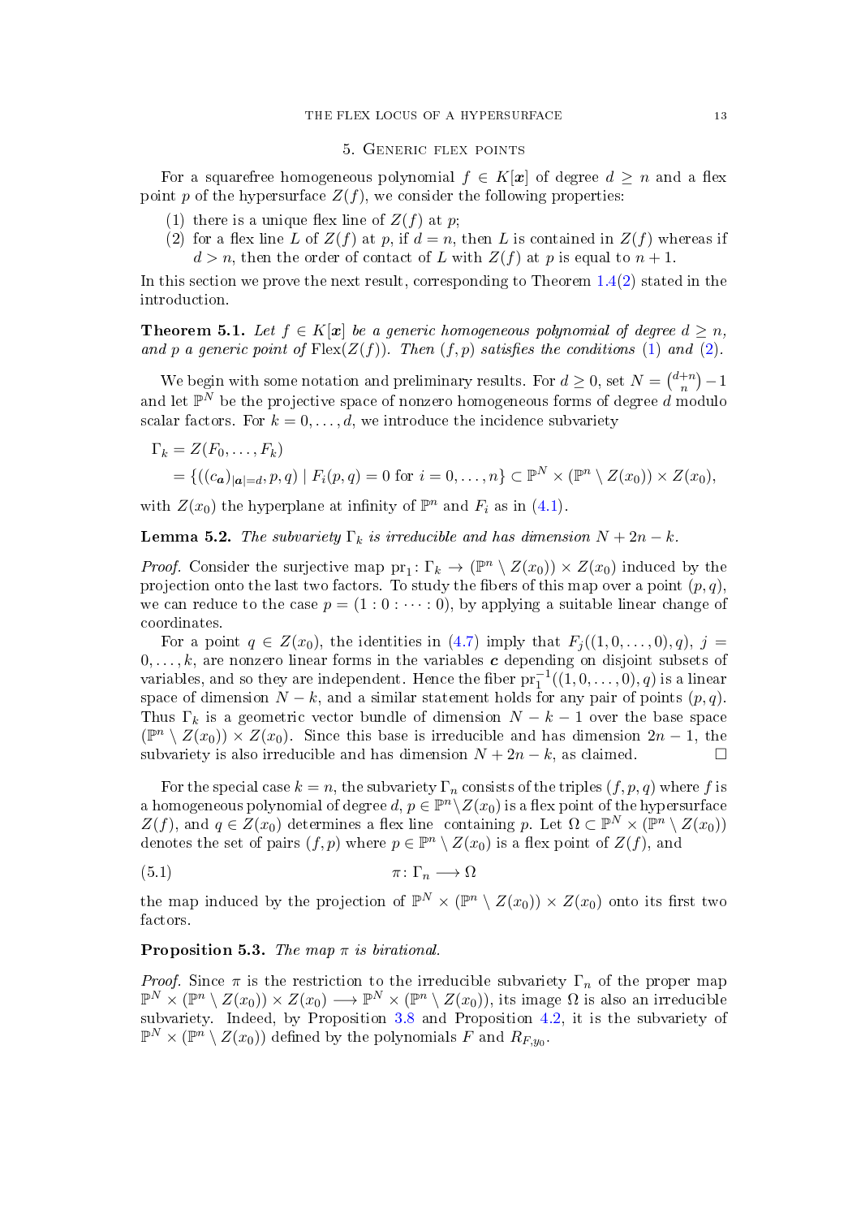## 5. Generic flex points

For a squarefree homogeneous polynomial $f \in K[\boldsymbol{x}]$ of degree $d \geq n$ and a flex point $p$ of the hypersurface $Z(f)$, we consider the following properties:

(1) there is a unique flex line of $Z(f)$ at $p$;

(2) for a flex line $L$ of $Z(f)$ at $p$, if $d = n$, then $L$ is contained in $Z(f)$ whereas if $d > n$, then the order of contact of $L$ with $Z(f)$ at $p$ is equal to $n+1$.

In this section we prove the next result, corresponding to Theorem 1.4(2) stated in the introduction.

**Theorem 5.1.** *Let $f \in K[\boldsymbol{x}]$ be a generic homogeneous polynomial of degree $d \geq n$, and $p$ a generic point of $\mathrm{Flex}(Z(f))$. Then $(f, p)$ satisfies the conditions (1) and (2).*

We begin with some notation and preliminary results. For $d \geq 0$, set $N = \binom{d+n}{n} - 1$ and let $\mathbb{P}^N$ be the projective space of nonzero homogeneous forms of degree $d$ modulo scalar factors. For $k = 0, \dots, d$, we introduce the incidence subvariety

$$
\begin{aligned}
\Gamma_k &= Z(F_0, \dots, F_k) \\
&= \{((c_{\boldsymbol{a}})_{|\boldsymbol{a}|=d}, p, q) \mid F_i(p,q) = 0 \text{ for } i = 0, \dots, n\} \subset \mathbb{P}^N \times (\mathbb{P}^n \setminus Z(x_0)) \times Z(x_0),
\end{aligned}
$$

with $Z(x_0)$ the hyperplane at infinity of $\mathbb{P}^n$ and $F_i$ as in (4.1).

**Lemma 5.2.** *The subvariety $\Gamma_k$ is irreducible and has dimension $N + 2n - k$.*

*Proof.* Consider the surjective map $\mathrm{pr}_1 \colon \Gamma_k \to (\mathbb{P}^n \setminus Z(x_0)) \times Z(x_0)$ induced by the projection onto the last two factors. To study the fibers of this map over a point $(p, q)$, we can reduce to the case $p = (1 : 0 : \cdots : 0)$, by applying a suitable linear change of coordinates.

For a point $q \in Z(x_0)$, the identities in (4.7) imply that $F_j((1, 0, \dots, 0), q)$, $j = 0, \dots, k$, are nonzero linear forms in the variables $\boldsymbol{c}$ depending on disjoint subsets of variables, and so they are independent. Hence the fiber $\mathrm{pr}_1^{-1}((1, 0, \dots, 0), q)$ is a linear space of dimension $N - k$, and a similar statement holds for any pair of points $(p, q)$. Thus $\Gamma_k$ is a geometric vector bundle of dimension $N - k - 1$ over the base space $(\mathbb{P}^n \setminus Z(x_0)) \times Z(x_0)$. Since this base is irreducible and has dimension $2n - 1$, the subvariety is also irreducible and has dimension $N + 2n - k$, as claimed. $\square$

For the special case $k = n$, the subvariety $\Gamma_n$ consists of the triples $(f, p, q)$ where $f$ is a homogeneous polynomial of degree $d$, $p \in \mathbb{P}^n \setminus Z(x_0)$ is a flex point of the hypersurface $Z(f)$, and $q \in Z(x_0)$ determines a flex line containing $p$. Let $\Omega \subset \mathbb{P}^N \times (\mathbb{P}^n \setminus Z(x_0))$ denotes the set of pairs $(f, p)$ where $p \in \mathbb{P}^n \setminus Z(x_0)$ is a flex point of $Z(f)$, and

$$
\pi \colon \Gamma_n \longrightarrow \Omega \tag{5.1}
$$

the map induced by the projection of $\mathbb{P}^N \times (\mathbb{P}^n \setminus Z(x_0)) \times Z(x_0)$ onto its first two factors.

**Proposition 5.3.** *The map $\pi$ is birational.*

*Proof.* Since $\pi$ is the restriction to the irreducible subvariety $\Gamma_n$ of the proper map $\mathbb{P}^N \times (\mathbb{P}^n \setminus Z(x_0)) \times Z(x_0) \longrightarrow \mathbb{P}^N \times (\mathbb{P}^n \setminus Z(x_0))$, its image $\Omega$ is also an irreducible subvariety. Indeed, by Proposition 3.8 and Proposition 4.2, it is the subvariety of $\mathbb{P}^N \times (\mathbb{P}^n \setminus Z(x_0))$ defined by the polynomials $F$ and $R_{F,y_0}$.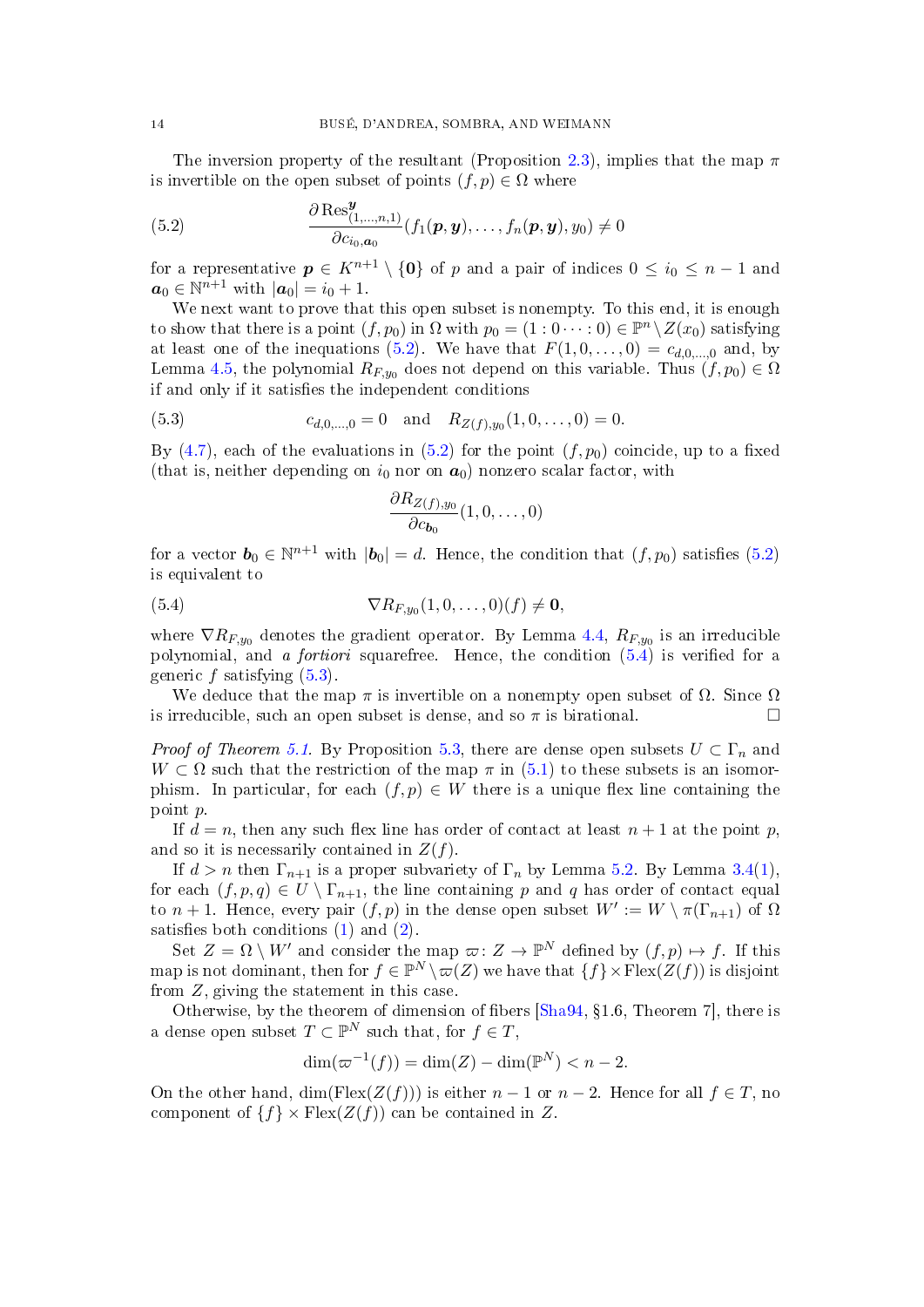The inversion property of the resultant (Proposition 2.3), implies that the map $\pi$ is invertible on the open subset of points $(f, p) \in \Omega$ where

$$\frac{\partial \operatorname{Res}^{\boldsymbol{y}}_{(1,\dots,n,1)}}{\partial c_{i_0,\boldsymbol{a}_0}}(f_1(\boldsymbol{p},\boldsymbol{y}),\dots,f_n(\boldsymbol{p},\boldsymbol{y}),y_0) \neq 0 \tag{5.2}$$

for a representative $\boldsymbol{p} \in K^{n+1} \setminus \{\boldsymbol{0}\}$ of $p$ and a pair of indices $0 \leq i_0 \leq n-1$ and $\boldsymbol{a}_0 \in \mathbb{N}^{n+1}$ with $|\boldsymbol{a}_0| = i_0 + 1$.

We next want to prove that this open subset is nonempty. To this end, it is enough to show that there is a point $(f, p_0)$ in $\Omega$ with $p_0 = (1 : 0 \cdots : 0) \in \mathbb{P}^n \setminus Z(x_0)$ satisfying at least one of the inequations (5.2). We have that $F(1, 0, \dots, 0) = c_{d,0,\dots,0}$ and, by Lemma 4.5, the polynomial $R_{F,y_0}$ does not depend on this variable. Thus $(f, p_0) \in \Omega$ if and only if it satisfies the independent conditions

$$c_{d,0,\dots,0} = 0 \quad \text{and} \quad R_{Z(f),y_0}(1, 0, \dots, 0) = 0. \tag{5.3}$$

By (4.7), each of the evaluations in (5.2) for the point $(f, p_0)$ coincide, up to a fixed (that is, neither depending on $i_0$ nor on $\boldsymbol{a}_0$) nonzero scalar factor, with

$$\frac{\partial R_{Z(f),y_0}}{\partial c_{\boldsymbol{b}_0}}(1, 0, \dots, 0)$$

for a vector $\boldsymbol{b}_0 \in \mathbb{N}^{n+1}$ with $|\boldsymbol{b}_0| = d$. Hence, the condition that $(f, p_0)$ satisfies (5.2) is equivalent to

$$\nabla R_{F,y_0}(1, 0, \dots, 0)(f) \neq \boldsymbol{0}, \tag{5.4}$$

where $\nabla R_{F,y_0}$ denotes the gradient operator. By Lemma 4.4, $R_{F,y_0}$ is an irreducible polynomial, and *a fortiori* squarefree. Hence, the condition (5.4) is verified for a generic $f$ satisfying (5.3).

We deduce that the map $\pi$ is invertible on a nonempty open subset of $\Omega$. Since $\Omega$ is irreducible, such an open subset is dense, and so $\pi$ is birational. □

*Proof of Theorem 5.1.* By Proposition 5.3, there are dense open subsets $U \subset \Gamma_n$ and $W \subset \Omega$ such that the restriction of the map $\pi$ in (5.1) to these subsets is an isomorphism. In particular, for each $(f, p) \in W$ there is a unique flex line containing the point $p$.

If $d = n$, then any such flex line has order of contact at least $n + 1$ at the point $p$, and so it is necessarily contained in $Z(f)$.

If $d > n$ then $\Gamma_{n+1}$ is a proper subvariety of $\Gamma_n$ by Lemma 5.2. By Lemma 3.4(1), for each $(f, p, q) \in U \setminus \Gamma_{n+1}$, the line containing $p$ and $q$ has order of contact equal to $n + 1$. Hence, every pair $(f, p)$ in the dense open subset $W' := W \setminus \pi(\Gamma_{n+1})$ of $\Omega$ satisfies both conditions (1) and (2).

Set $Z = \Omega \setminus W'$ and consider the map $\varpi \colon Z \to \mathbb{P}^N$ defined by $(f, p) \mapsto f$. If this map is not dominant, then for $f \in \mathbb{P}^N \setminus \varpi(Z)$ we have that $\{f\} \times \operatorname{Flex}(Z(f))$ is disjoint from $Z$, giving the statement in this case.

Otherwise, by the theorem of dimension of fibers [Sha94, §1.6, Theorem 7], there is a dense open subset $T \subset \mathbb{P}^N$ such that, for $f \in T$,

$$\dim(\varpi^{-1}(f)) = \dim(Z) - \dim(\mathbb{P}^N) < n - 2.$$

On the other hand, $\dim(\operatorname{Flex}(Z(f)))$ is either $n - 1$ or $n - 2$. Hence for all $f \in T$, no component of $\{f\} \times \operatorname{Flex}(Z(f))$ can be contained in $Z$.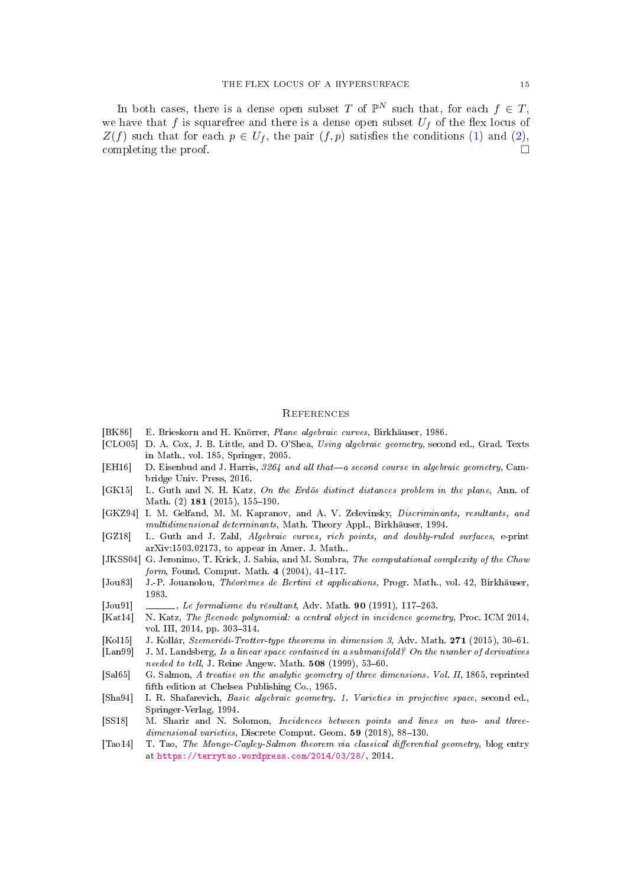In both cases, there is a dense open subset $T$ of $\mathbb{P}^N$ such that, for each $f \in T$, we have that $f$ is squarefree and there is a dense open subset $U_f$ of the flex locus of $Z(f)$ such that for each $p \in U_f$, the pair $(f, p)$ satisfies the conditions (1) and (2), completing the proof. $\square$

## References

[BK86] E. Brieskorn and H. Knörrer, *Plane algebraic curves*, Birkhäuser, 1986.

[CLO05] D. A. Cox, J. B. Little, and D. O'Shea, *Using algebraic geometry*, second ed., Grad. Texts in Math., vol. 185, Springer, 2005.

[EH16] D. Eisenbud and J. Harris, *3264 and all that—a second course in algebraic geometry*, Cambridge Univ. Press, 2016.

[GK15] L. Guth and N. H. Katz, *On the Erdös distinct distances problem in the plane*, Ann. of Math. (2) **181** (2015), 155–190.

[GKZ94] I. M. Gelfand, M. M. Kapranov, and A. V. Zelevinsky, *Discriminants, resultants, and multidimensional determinants*, Math. Theory Appl., Birkhäuser, 1994.

[GZ18] L. Guth and J. Zahl, *Algebraic curves, rich points, and doubly-ruled surfaces*, e-print arXiv:1503.02173, to appear in Amer. J. Math..

[JKSS04] G. Jeronimo, T. Krick, J. Sabia, and M. Sombra, *The computational complexity of the Chow form*, Found. Comput. Math. **4** (2004), 41–117.

[Jou83] J.-P. Jouanolou, *Théorèmes de Bertini et applications*, Progr. Math., vol. 42, Birkhäuser, 1983.

[Jou91] ______, *Le formalisme du résultant*, Adv. Math. **90** (1991), 117–263.

[Kat14] N. Katz, *The flecnode polynomial: a central object in incidence geometry*, Proc. ICM 2014, vol. III, 2014, pp. 303–314.

[Kol15] J. Kollár, *Szemerédi-Trotter-type theorems in dimension 3*, Adv. Math. **271** (2015), 30–61.

[Lan99] J. M. Landsberg, *Is a linear space contained in a submanifold? On the number of derivatives needed to tell*, J. Reine Angew. Math. **508** (1999), 53–60.

[Sal65] G. Salmon, *A treatise on the analytic geometry of three dimensions. Vol. II*, 1865, reprinted fifth edition at Chelsea Publishing Co., 1965.

[Sha94] I. R. Shafarevich, *Basic algebraic geometry. 1. Varieties in projective space*, second ed., Springer-Verlag, 1994.

[SS18] M. Sharir and N. Solomon, *Incidences between points and lines on two- and three-dimensional varieties*, Discrete Comput. Geom. **59** (2018), 88–130.

[Tao14] T. Tao, *The Monge-Cayley-Salmon theorem via classical differential geometry*, blog entry at https://terrytao.wordpress.com/2014/03/28/, 2014.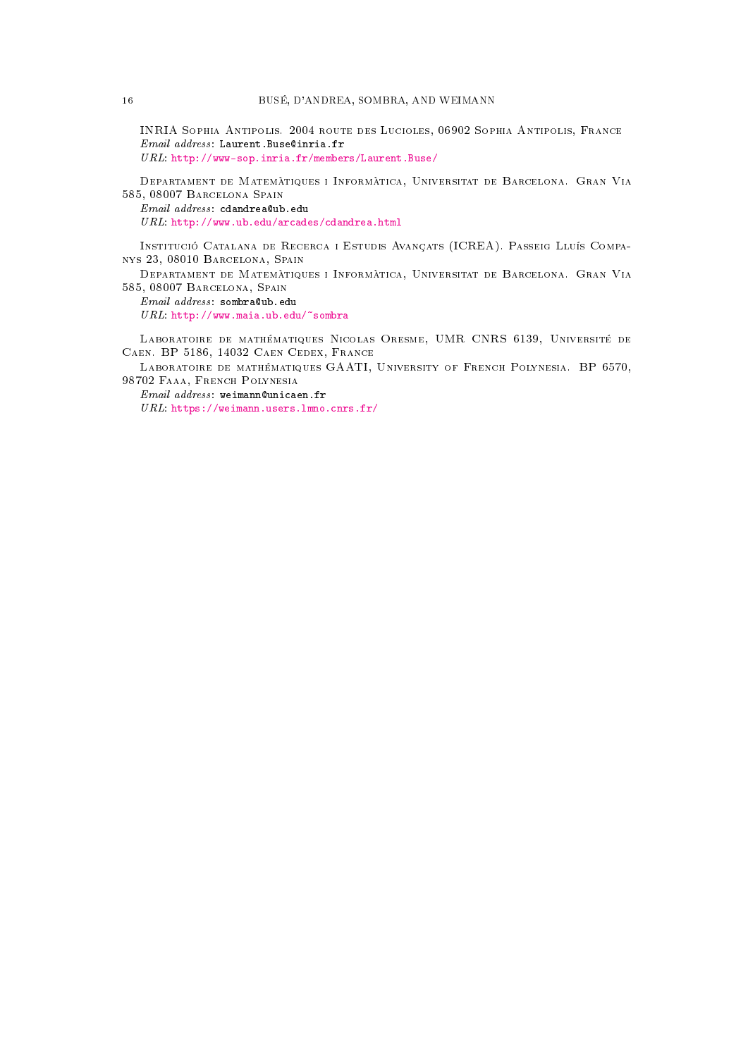INRIA Sophia Antipolis. 2004 route des Lucioles, 06902 Sophia Antipolis, France
*Email address*: Laurent.Buse@inria.fr
*URL*: http://www-sop.inria.fr/members/Laurent.Buse/

Departament de Matemàtiques i Informàtica, Universitat de Barcelona. Gran Via 585, 08007 Barcelona Spain
*Email address*: cdandrea@ub.edu
*URL*: http://www.ub.edu/arcades/cdandrea.html

Institució Catalana de Recerca i Estudis Avançats (ICREA). Passeig Lluís Companys 23, 08010 Barcelona, Spain
Departament de Matemàtiques i Informàtica, Universitat de Barcelona. Gran Via 585, 08007 Barcelona, Spain
*Email address*: sombra@ub.edu
*URL*: http://www.maia.ub.edu/~sombra

Laboratoire de mathématiques Nicolas Oresme, UMR CNRS 6139, Université de Caen. BP 5186, 14032 Caen Cedex, France
Laboratoire de mathématiques GAATI, University of French Polynesia. BP 6570, 98702 Faaa, French Polynesia
*Email address*: weimann@unicaen.fr
*URL*: https://weimann.users.lmno.cnrs.fr/